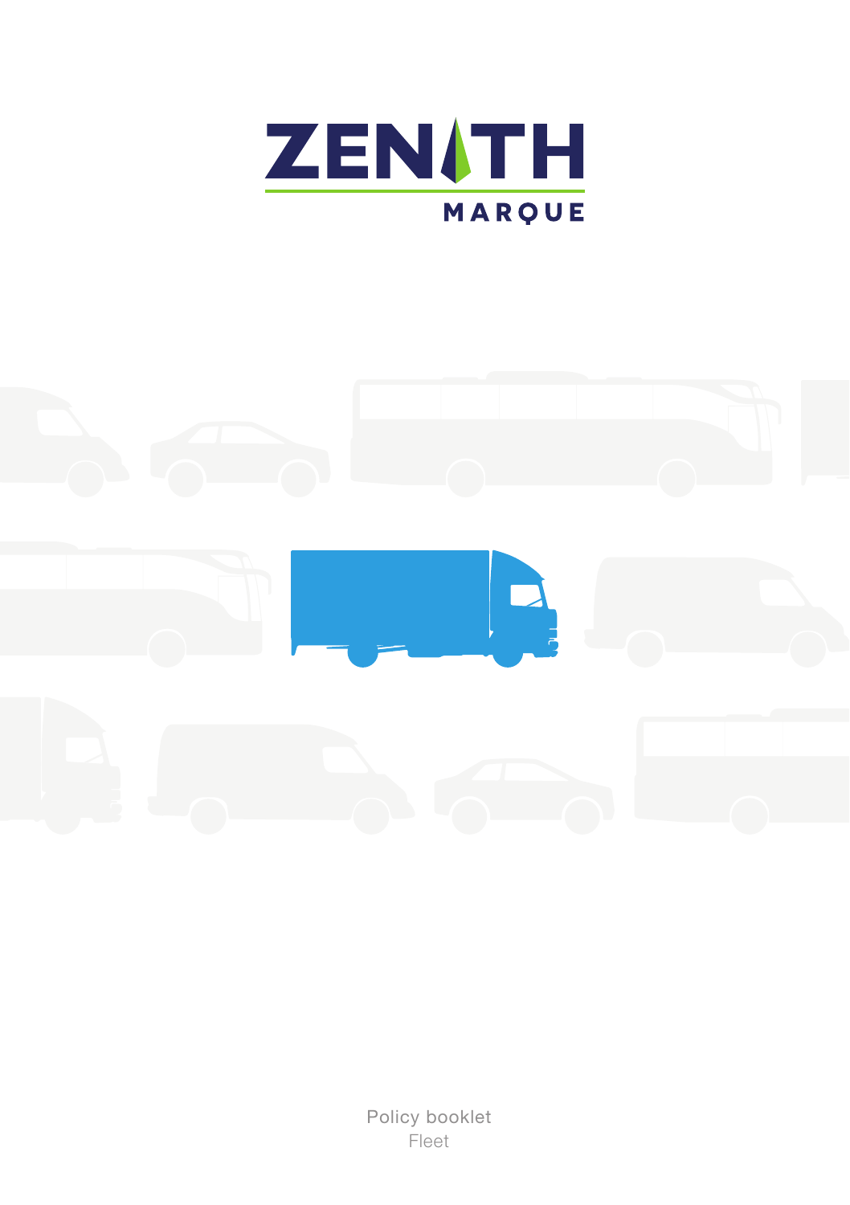# ZENITH MARQUE

Policy booklet

Fleet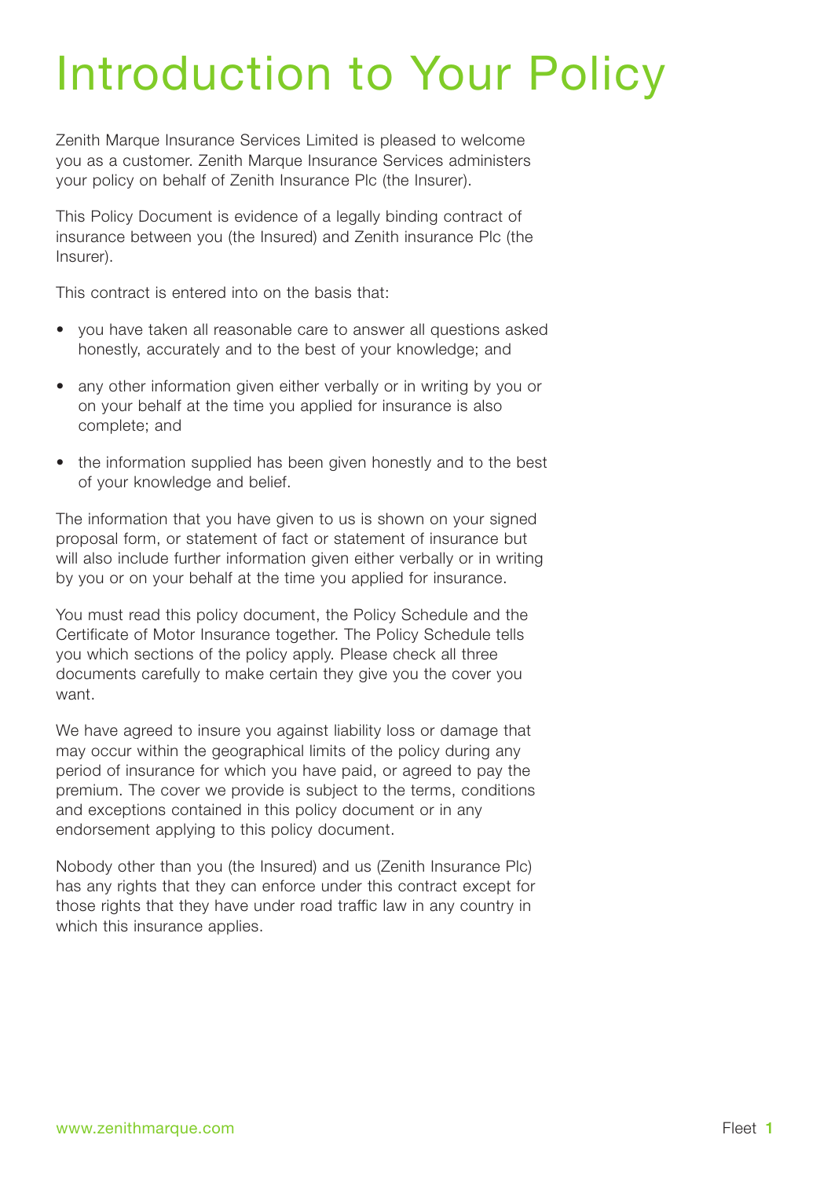# Introduction to Your Policy

Zenith Marque Insurance Services Limited is pleased to welcome you as a customer. Zenith Marque Insurance Services administers your policy on behalf of Zenith Insurance Plc (the Insurer).

This Policy Document is evidence of a legally binding contract of insurance between you (the Insured) and Zenith insurance Plc (the Insurer).

This contract is entered into on the basis that:

- you have taken all reasonable care to answer all questions asked honestly, accurately and to the best of your knowledge; and
- any other information given either verbally or in writing by you or on your behalf at the time you applied for insurance is also complete; and
- the information supplied has been given honestly and to the best of your knowledge and belief.

The information that you have given to us is shown on your signed proposal form, or statement of fact or statement of insurance but will also include further information given either verbally or in writing by you or on your behalf at the time you applied for insurance.

You must read this policy document, the Policy Schedule and the Certificate of Motor Insurance together. The Policy Schedule tells you which sections of the policy apply. Please check all three documents carefully to make certain they give you the cover you want.

We have agreed to insure you against liability loss or damage that may occur within the geographical limits of the policy during any period of insurance for which you have paid, or agreed to pay the premium. The cover we provide is subject to the terms, conditions and exceptions contained in this policy document or in any endorsement applying to this policy document.

Nobody other than you (the Insured) and us (Zenith Insurance Plc) has any rights that they can enforce under this contract except for those rights that they have under road traffic law in any country in which this insurance applies.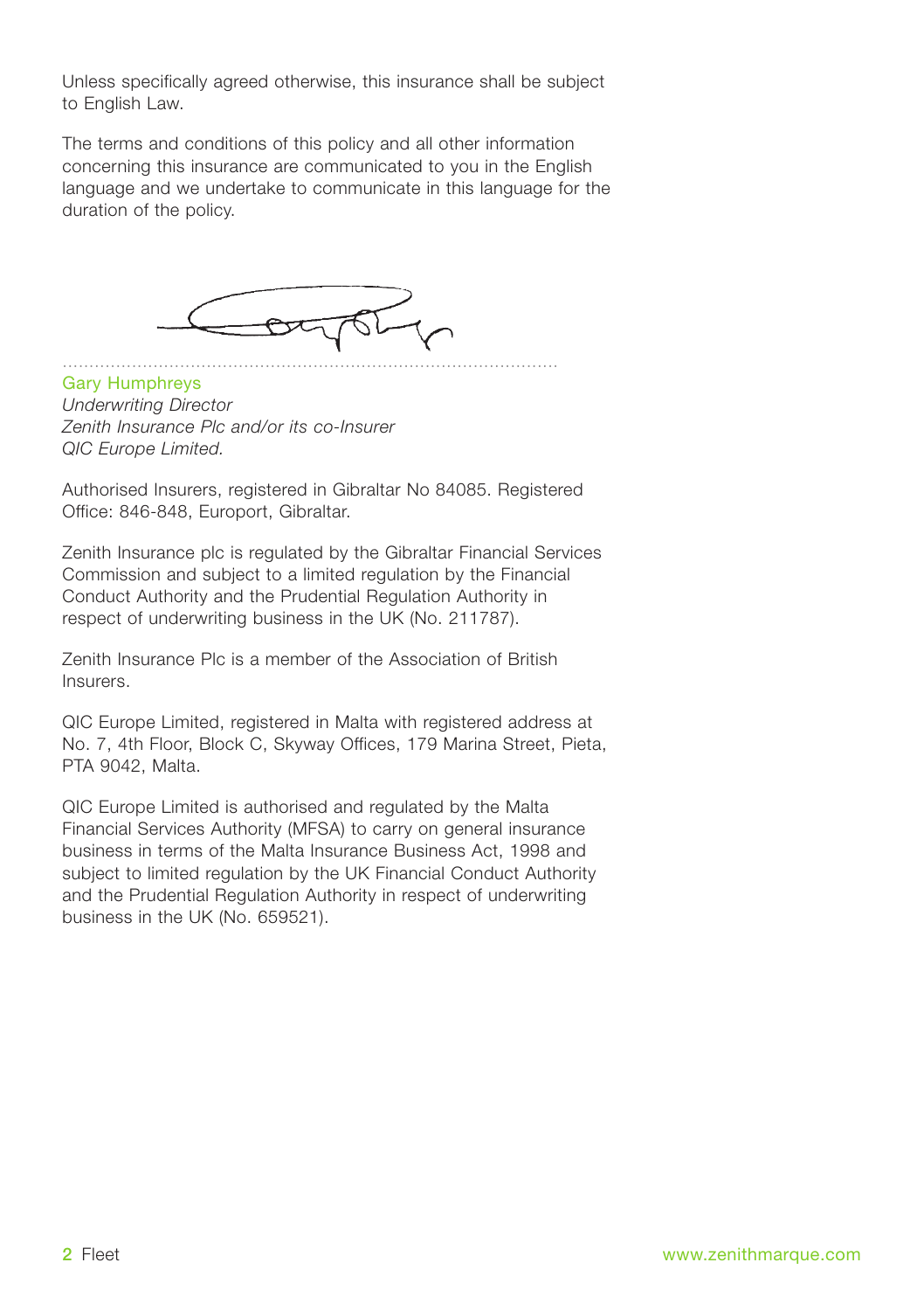Unless specifically agreed otherwise, this insurance shall be subject to English Law.

The terms and conditions of this policy and all other information concerning this insurance are communicated to you in the English language and we undertake to communicate in this language for the duration of the policy.

..........................................................................................

Gary Humphreys
*Underwriting Director*
*Zenith Insurance Plc and/or its co-Insurer*
*QIC Europe Limited.*

Authorised Insurers, registered in Gibraltar No 84085. Registered Office: 846-848, Europort, Gibraltar.

Zenith Insurance plc is regulated by the Gibraltar Financial Services Commission and subject to a limited regulation by the Financial Conduct Authority and the Prudential Regulation Authority in respect of underwriting business in the UK (No. 211787).

Zenith Insurance Plc is a member of the Association of British Insurers.

QIC Europe Limited, registered in Malta with registered address at No. 7, 4th Floor, Block C, Skyway Offices, 179 Marina Street, Pieta, PTA 9042, Malta.

QIC Europe Limited is authorised and regulated by the Malta Financial Services Authority (MFSA) to carry on general insurance business in terms of the Malta Insurance Business Act, 1998 and subject to limited regulation by the UK Financial Conduct Authority and the Prudential Regulation Authority in respect of underwriting business in the UK (No. 659521).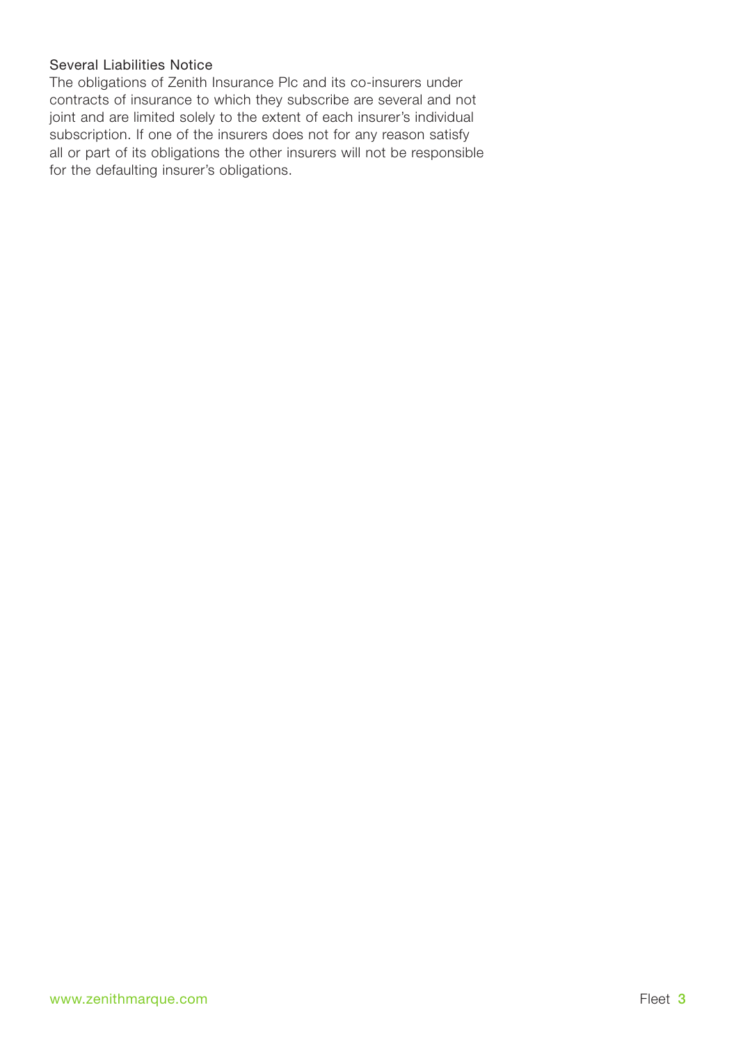### Several Liabilities Notice

The obligations of Zenith Insurance Plc and its co-insurers under contracts of insurance to which they subscribe are several and not joint and are limited solely to the extent of each insurer's individual subscription. If one of the insurers does not for any reason satisfy all or part of its obligations the other insurers will not be responsible for the defaulting insurer's obligations.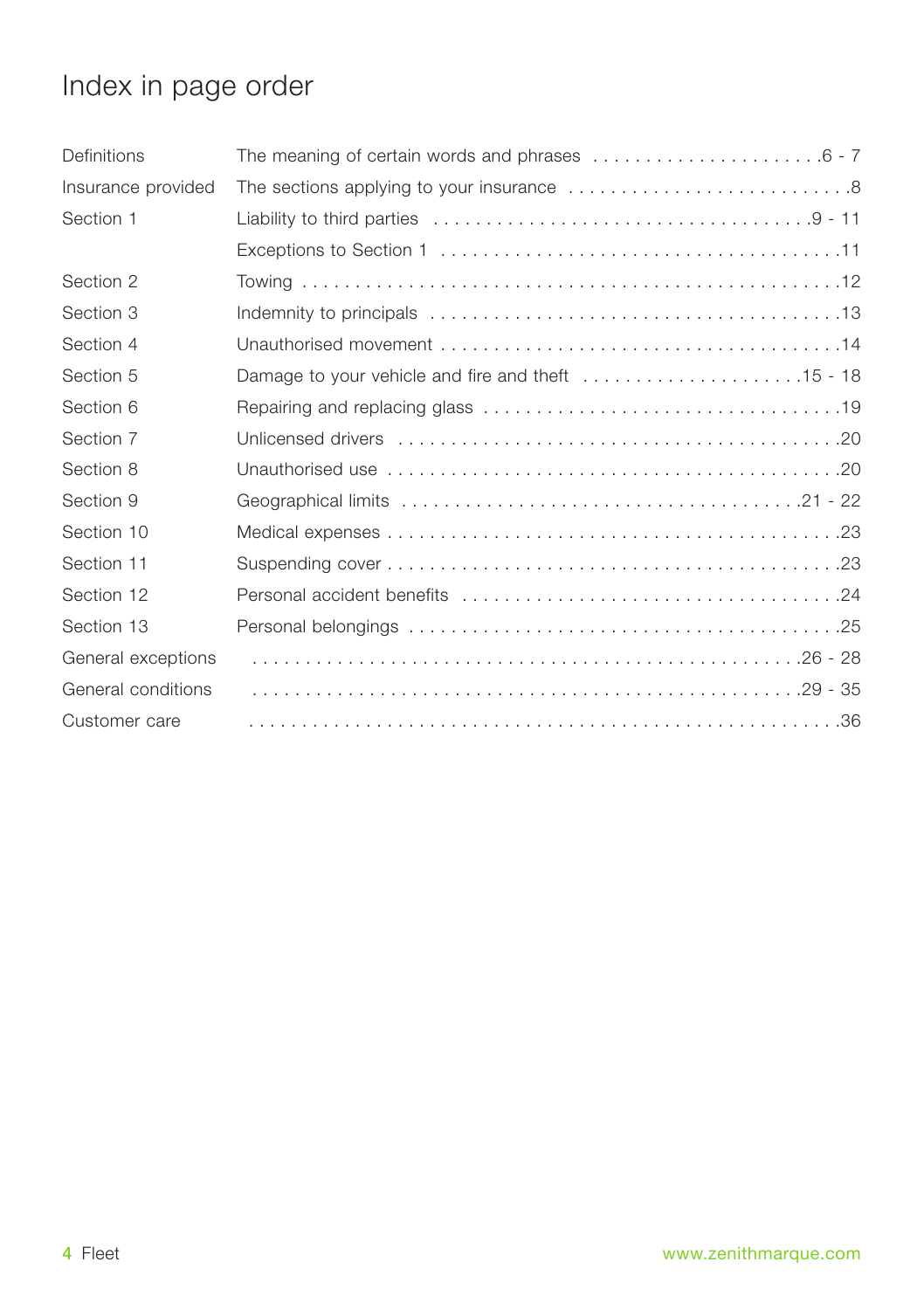# Index in page order

| | | |
|---|---|---|
| Definitions | The meaning of certain words and phrases | 6 - 7 |
| Insurance provided | The sections applying to your insurance | 8 |
| Section 1 | Liability to third parties | 9 - 11 |
| | Exceptions to Section 1 | 11 |
| Section 2 | Towing | 12 |
| Section 3 | Indemnity to principals | 13 |
| Section 4 | Unauthorised movement | 14 |
| Section 5 | Damage to your vehicle and fire and theft | 15 - 18 |
| Section 6 | Repairing and replacing glass | 19 |
| Section 7 | Unlicensed drivers | 20 |
| Section 8 | Unauthorised use | 20 |
| Section 9 | Geographical limits | 21 - 22 |
| Section 10 | Medical expenses | 23 |
| Section 11 | Suspending cover | 23 |
| Section 12 | Personal accident benefits | 24 |
| Section 13 | Personal belongings | 25 |
| General exceptions | | 26 - 28 |
| General conditions | | 29 - 35 |
| Customer care | | 36 |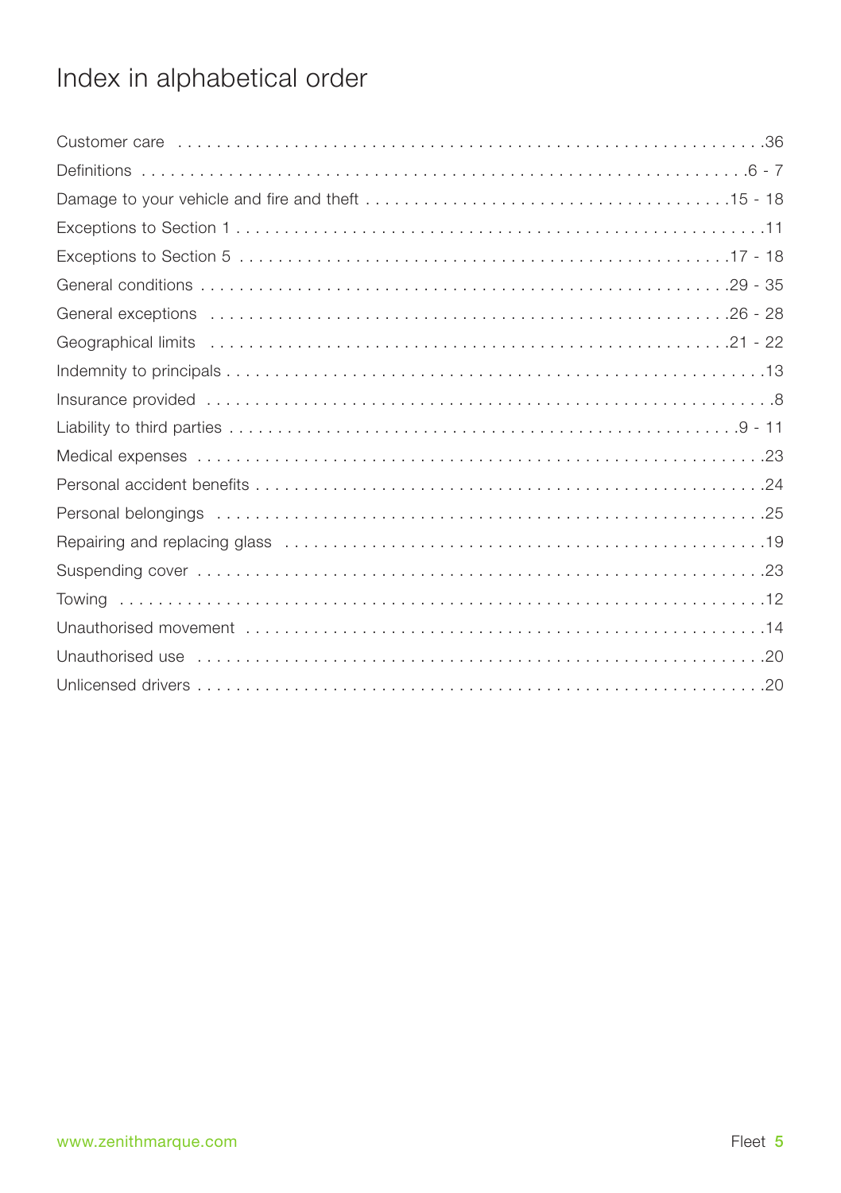# Index in alphabetical order

| | |
|---|---|
| Customer care | 36 |
| Definitions | 6 - 7 |
| Damage to your vehicle and fire and theft | 15 - 18 |
| Exceptions to Section 1 | 11 |
| Exceptions to Section 5 | 17 - 18 |
| General conditions | 29 - 35 |
| General exceptions | 26 - 28 |
| Geographical limits | 21 - 22 |
| Indemnity to principals | 13 |
| Insurance provided | 8 |
| Liability to third parties | 9 - 11 |
| Medical expenses | 23 |
| Personal accident benefits | 24 |
| Personal belongings | 25 |
| Repairing and replacing glass | 19 |
| Suspending cover | 23 |
| Towing | 12 |
| Unauthorised movement | 14 |
| Unauthorised use | 20 |
| Unlicensed drivers | 20 |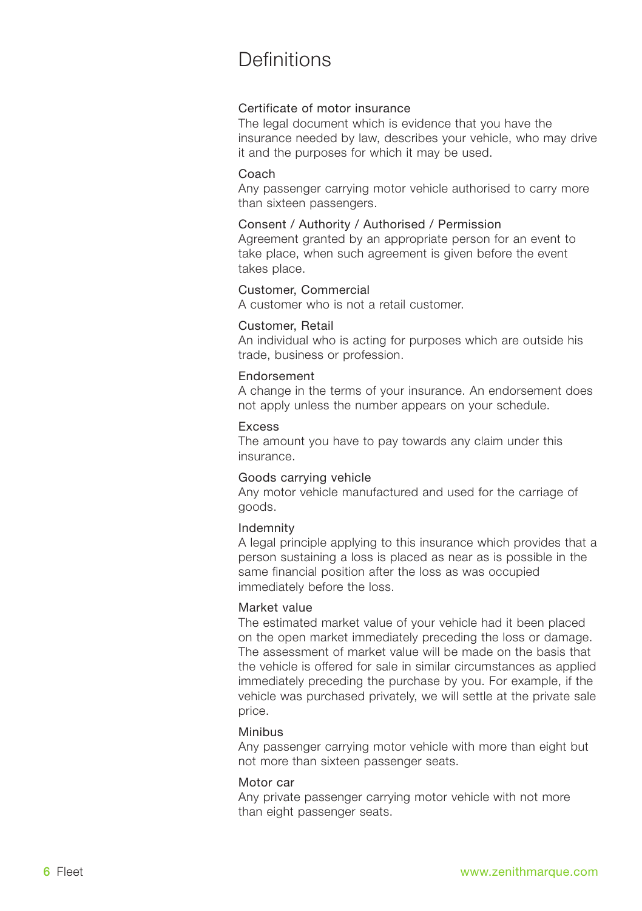# Definitions

### Certificate of motor insurance

The legal document which is evidence that you have the insurance needed by law, describes your vehicle, who may drive it and the purposes for which it may be used.

### Coach

Any passenger carrying motor vehicle authorised to carry more than sixteen passengers.

### Consent / Authority / Authorised / Permission

Agreement granted by an appropriate person for an event to take place, when such agreement is given before the event takes place.

### Customer, Commercial

A customer who is not a retail customer.

### Customer, Retail

An individual who is acting for purposes which are outside his trade, business or profession.

### Endorsement

A change in the terms of your insurance. An endorsement does not apply unless the number appears on your schedule.

### Excess

The amount you have to pay towards any claim under this insurance.

### Goods carrying vehicle

Any motor vehicle manufactured and used for the carriage of goods.

### Indemnity

A legal principle applying to this insurance which provides that a person sustaining a loss is placed as near as is possible in the same financial position after the loss as was occupied immediately before the loss.

### Market value

The estimated market value of your vehicle had it been placed on the open market immediately preceding the loss or damage. The assessment of market value will be made on the basis that the vehicle is offered for sale in similar circumstances as applied immediately preceding the purchase by you. For example, if the vehicle was purchased privately, we will settle at the private sale price.

### Minibus

Any passenger carrying motor vehicle with more than eight but not more than sixteen passenger seats.

### Motor car

Any private passenger carrying motor vehicle with not more than eight passenger seats.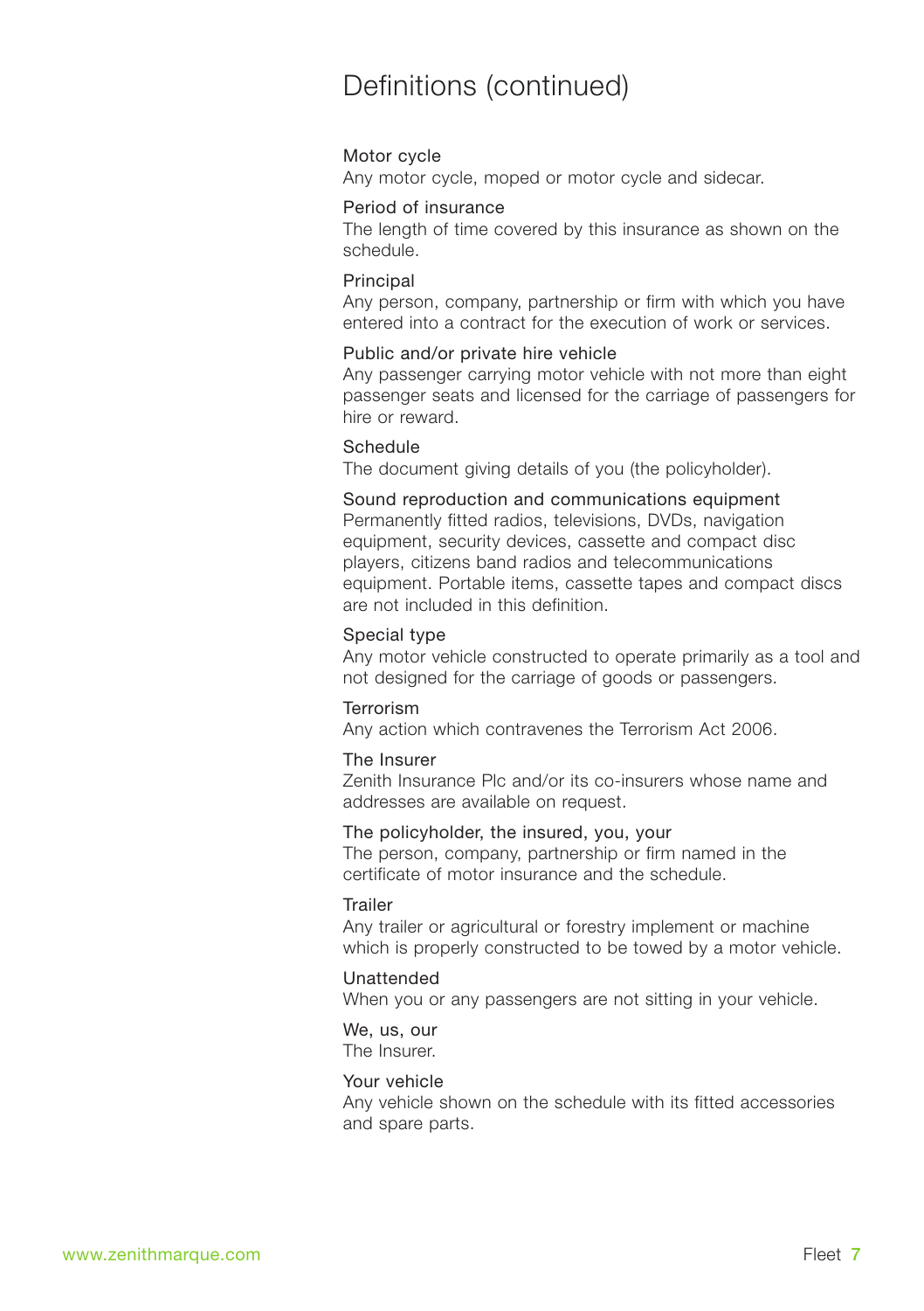# Definitions (continued)

**Motor cycle**
Any motor cycle, moped or motor cycle and sidecar.

**Period of insurance**
The length of time covered by this insurance as shown on the schedule.

**Principal**
Any person, company, partnership or firm with which you have entered into a contract for the execution of work or services.

**Public and/or private hire vehicle**
Any passenger carrying motor vehicle with not more than eight passenger seats and licensed for the carriage of passengers for hire or reward.

**Schedule**
The document giving details of you (the policyholder).

**Sound reproduction and communications equipment**
Permanently fitted radios, televisions, DVDs, navigation equipment, security devices, cassette and compact disc players, citizens band radios and telecommunications equipment. Portable items, cassette tapes and compact discs are not included in this definition.

**Special type**
Any motor vehicle constructed to operate primarily as a tool and not designed for the carriage of goods or passengers.

**Terrorism**
Any action which contravenes the Terrorism Act 2006.

**The Insurer**
Zenith Insurance Plc and/or its co-insurers whose name and addresses are available on request.

**The policyholder, the insured, you, your**
The person, company, partnership or firm named in the certificate of motor insurance and the schedule.

**Trailer**
Any trailer or agricultural or forestry implement or machine which is properly constructed to be towed by a motor vehicle.

**Unattended**
When you or any passengers are not sitting in your vehicle.

**We, us, our**
The Insurer.

**Your vehicle**
Any vehicle shown on the schedule with its fitted accessories and spare parts.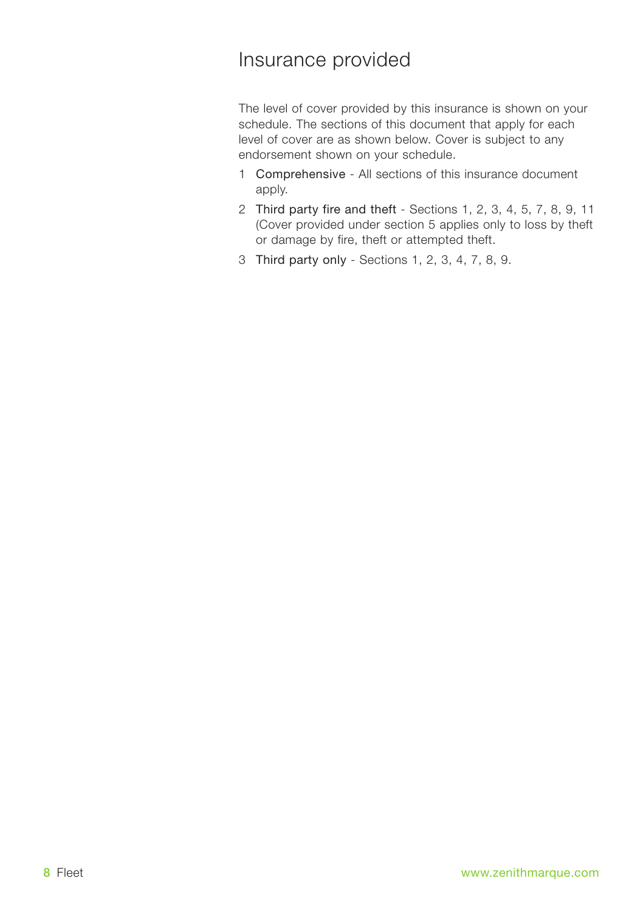# Insurance provided

The level of cover provided by this insurance is shown on your schedule. The sections of this document that apply for each level of cover are as shown below. Cover is subject to any endorsement shown on your schedule.

1. Comprehensive - All sections of this insurance document apply.
2. Third party fire and theft - Sections 1, 2, 3, 4, 5, 7, 8, 9, 11 (Cover provided under section 5 applies only to loss by theft or damage by fire, theft or attempted theft.
3. Third party only - Sections 1, 2, 3, 4, 7, 8, 9.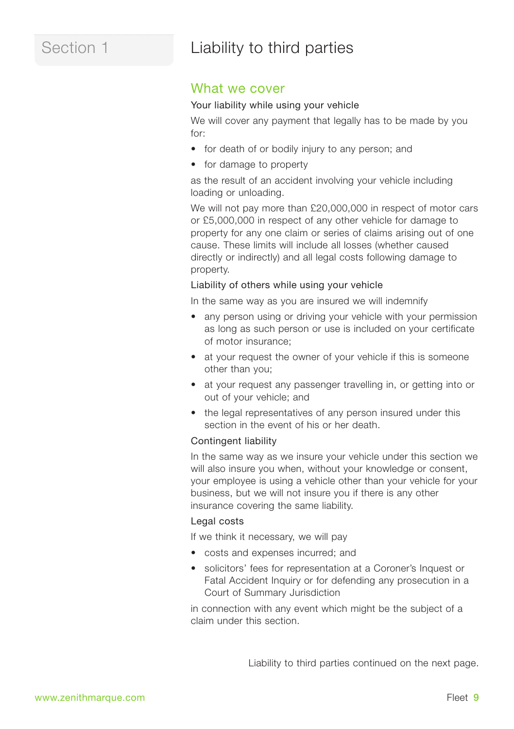# Section 1

# Liability to third parties

## What we cover

### Your liability while using your vehicle

We will cover any payment that legally has to be made by you for:

- for death of or bodily injury to any person; and
- for damage to property

as the result of an accident involving your vehicle including loading or unloading.

We will not pay more than £20,000,000 in respect of motor cars or £5,000,000 in respect of any other vehicle for damage to property for any one claim or series of claims arising out of one cause. These limits will include all losses (whether caused directly or indirectly) and all legal costs following damage to property.

### Liability of others while using your vehicle

In the same way as you are insured we will indemnify

- any person using or driving your vehicle with your permission as long as such person or use is included on your certificate of motor insurance;
- at your request the owner of your vehicle if this is someone other than you;
- at your request any passenger travelling in, or getting into or out of your vehicle; and
- the legal representatives of any person insured under this section in the event of his or her death.

### Contingent liability

In the same way as we insure your vehicle under this section we will also insure you when, without your knowledge or consent, your employee is using a vehicle other than your vehicle for your business, but we will not insure you if there is any other insurance covering the same liability.

### Legal costs

If we think it necessary, we will pay

- costs and expenses incurred; and
- solicitors' fees for representation at a Coroner's Inquest or Fatal Accident Inquiry or for defending any prosecution in a Court of Summary Jurisdiction

in connection with any event which might be the subject of a claim under this section.

Liability to third parties continued on the next page.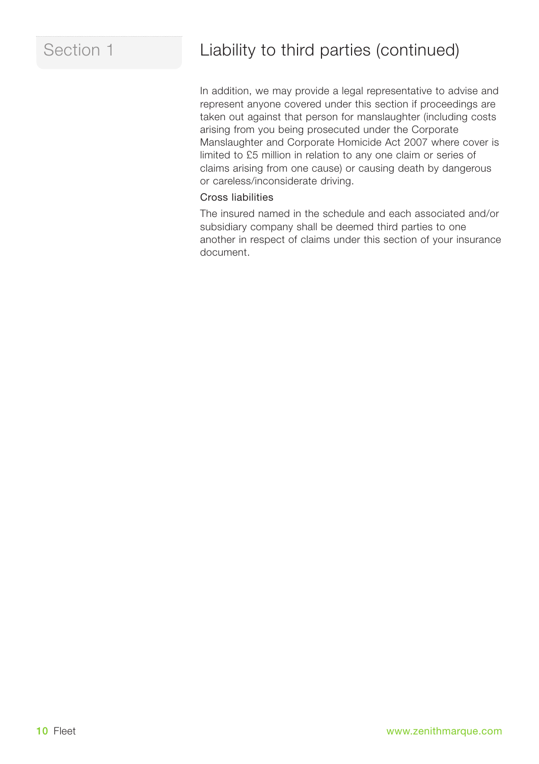Section 1

# Liability to third parties (continued)

In addition, we may provide a legal representative to advise and represent anyone covered under this section if proceedings are taken out against that person for manslaughter (including costs arising from you being prosecuted under the Corporate Manslaughter and Corporate Homicide Act 2007 where cover is limited to £5 million in relation to any one claim or series of claims arising from one cause) or causing death by dangerous or careless/inconsiderate driving.

## Cross liabilities

The insured named in the schedule and each associated and/or subsidiary company shall be deemed third parties to one another in respect of claims under this section of your insurance document.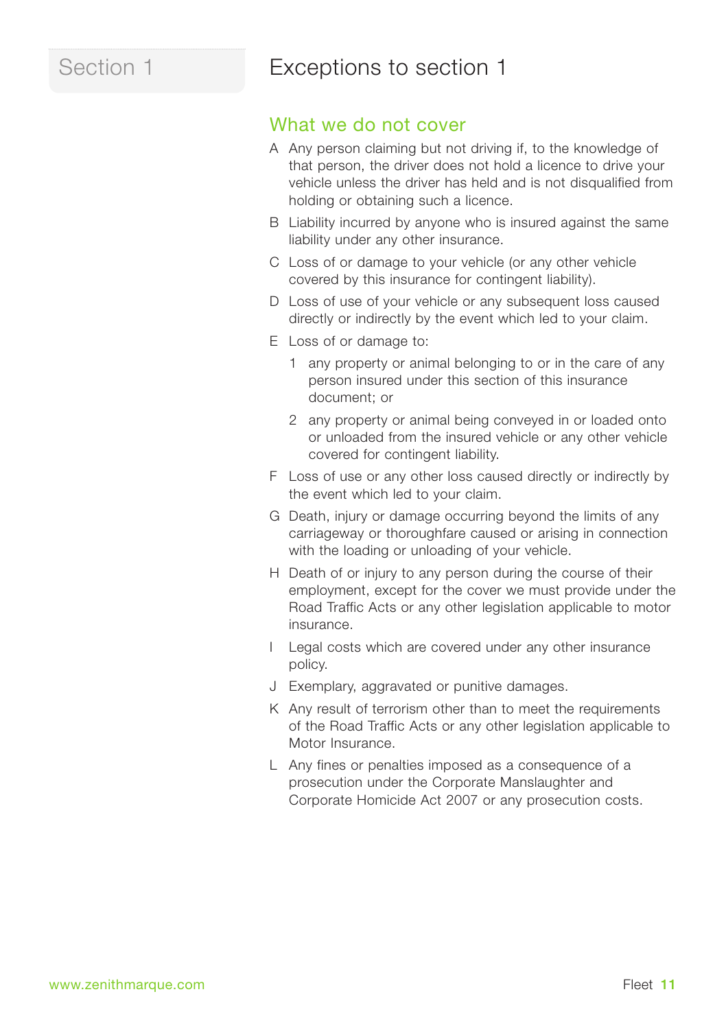Section 1

# Exceptions to section 1

## What we do not cover

A Any person claiming but not driving if, to the knowledge of that person, the driver does not hold a licence to drive your vehicle unless the driver has held and is not disqualified from holding or obtaining such a licence.

B Liability incurred by anyone who is insured against the same liability under any other insurance.

C Loss of or damage to your vehicle (or any other vehicle covered by this insurance for contingent liability).

D Loss of use of your vehicle or any subsequent loss caused directly or indirectly by the event which led to your claim.

E Loss of or damage to:

1 any property or animal belonging to or in the care of any person insured under this section of this insurance document; or

2 any property or animal being conveyed in or loaded onto or unloaded from the insured vehicle or any other vehicle covered for contingent liability.

F Loss of use or any other loss caused directly or indirectly by the event which led to your claim.

G Death, injury or damage occurring beyond the limits of any carriageway or thoroughfare caused or arising in connection with the loading or unloading of your vehicle.

H Death of or injury to any person during the course of their employment, except for the cover we must provide under the Road Traffic Acts or any other legislation applicable to motor insurance.

I Legal costs which are covered under any other insurance policy.

J Exemplary, aggravated or punitive damages.

K Any result of terrorism other than to meet the requirements of the Road Traffic Acts or any other legislation applicable to Motor Insurance.

L Any fines or penalties imposed as a consequence of a prosecution under the Corporate Manslaughter and Corporate Homicide Act 2007 or any prosecution costs.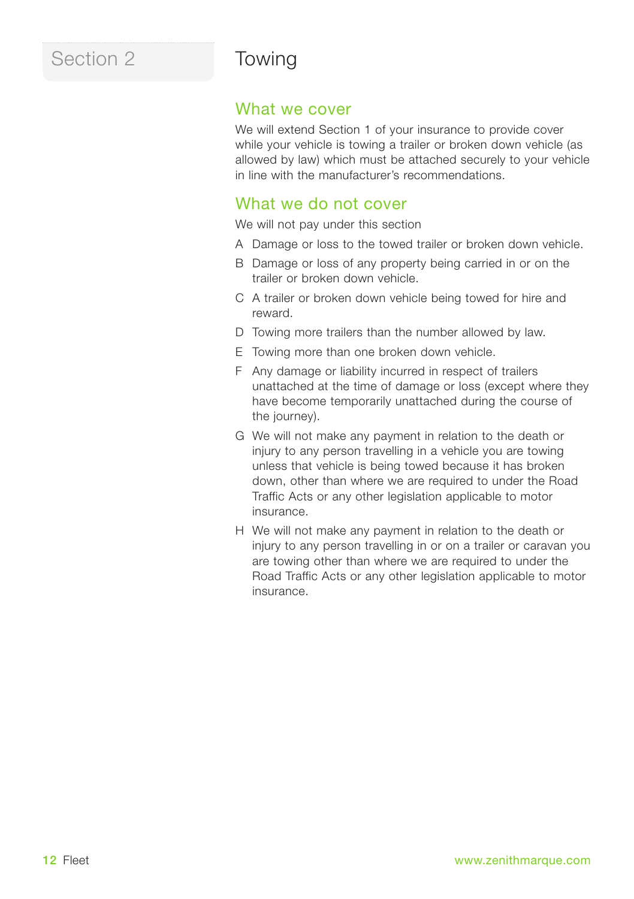## Section 2

# Towing

## What we cover

We will extend Section 1 of your insurance to provide cover while your vehicle is towing a trailer or broken down vehicle (as allowed by law) which must be attached securely to your vehicle in line with the manufacturer's recommendations.

## What we do not cover

We will not pay under this section

A Damage or loss to the towed trailer or broken down vehicle.

B Damage or loss of any property being carried in or on the trailer or broken down vehicle.

C A trailer or broken down vehicle being towed for hire and reward.

D Towing more trailers than the number allowed by law.

E Towing more than one broken down vehicle.

F Any damage or liability incurred in respect of trailers unattached at the time of damage or loss (except where they have become temporarily unattached during the course of the journey).

G We will not make any payment in relation to the death or injury to any person travelling in a vehicle you are towing unless that vehicle is being towed because it has broken down, other than where we are required to under the Road Traffic Acts or any other legislation applicable to motor insurance.

H We will not make any payment in relation to the death or injury to any person travelling in or on a trailer or caravan you are towing other than where we are required to under the Road Traffic Acts or any other legislation applicable to motor insurance.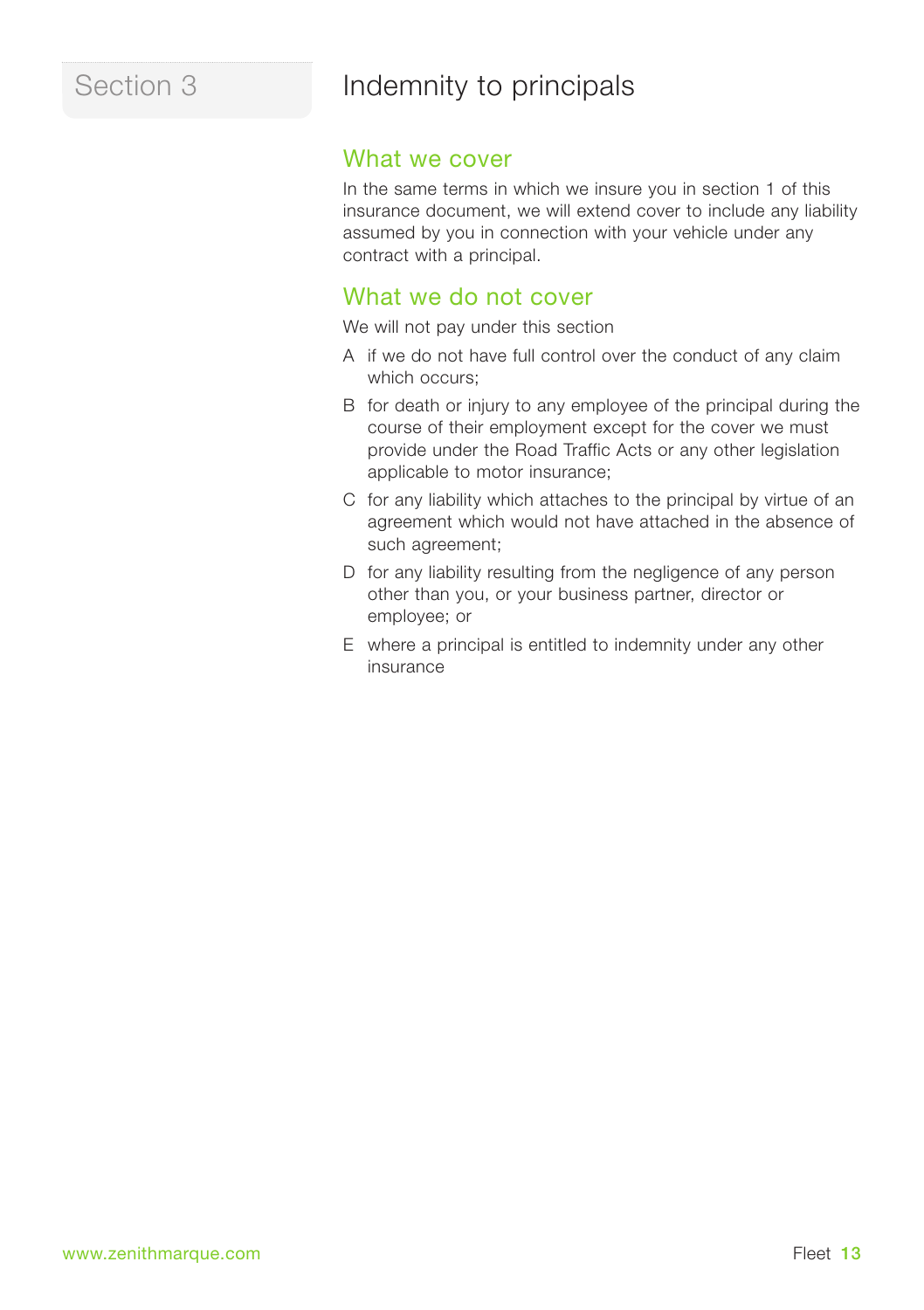# Section 3

## Indemnity to principals

### What we cover

In the same terms in which we insure you in section 1 of this insurance document, we will extend cover to include any liability assumed by you in connection with your vehicle under any contract with a principal.

### What we do not cover

We will not pay under this section

A if we do not have full control over the conduct of any claim which occurs;

B for death or injury to any employee of the principal during the course of their employment except for the cover we must provide under the Road Traffic Acts or any other legislation applicable to motor insurance;

C for any liability which attaches to the principal by virtue of an agreement which would not have attached in the absence of such agreement;

D for any liability resulting from the negligence of any person other than you, or your business partner, director or employee; or

E where a principal is entitled to indemnity under any other insurance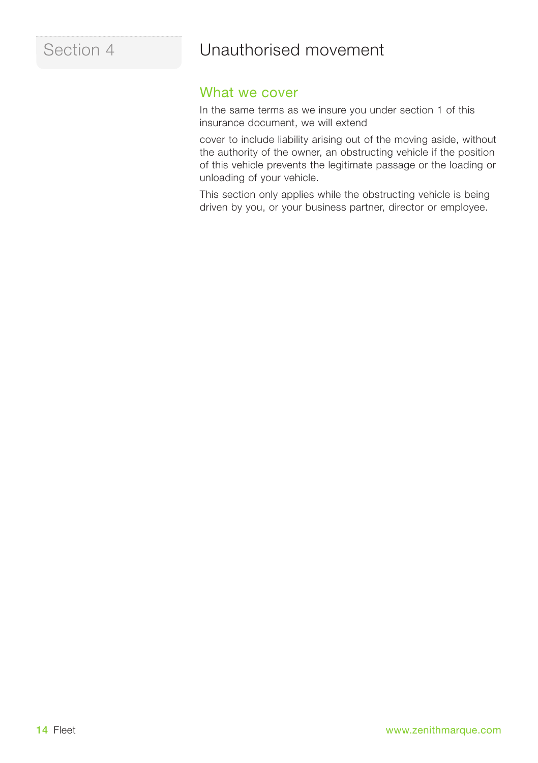## Section 4

# Unauthorised movement

### What we cover

In the same terms as we insure you under section 1 of this insurance document, we will extend

cover to include liability arising out of the moving aside, without the authority of the owner, an obstructing vehicle if the position of this vehicle prevents the legitimate passage or the loading or unloading of your vehicle.

This section only applies while the obstructing vehicle is being driven by you, or your business partner, director or employee.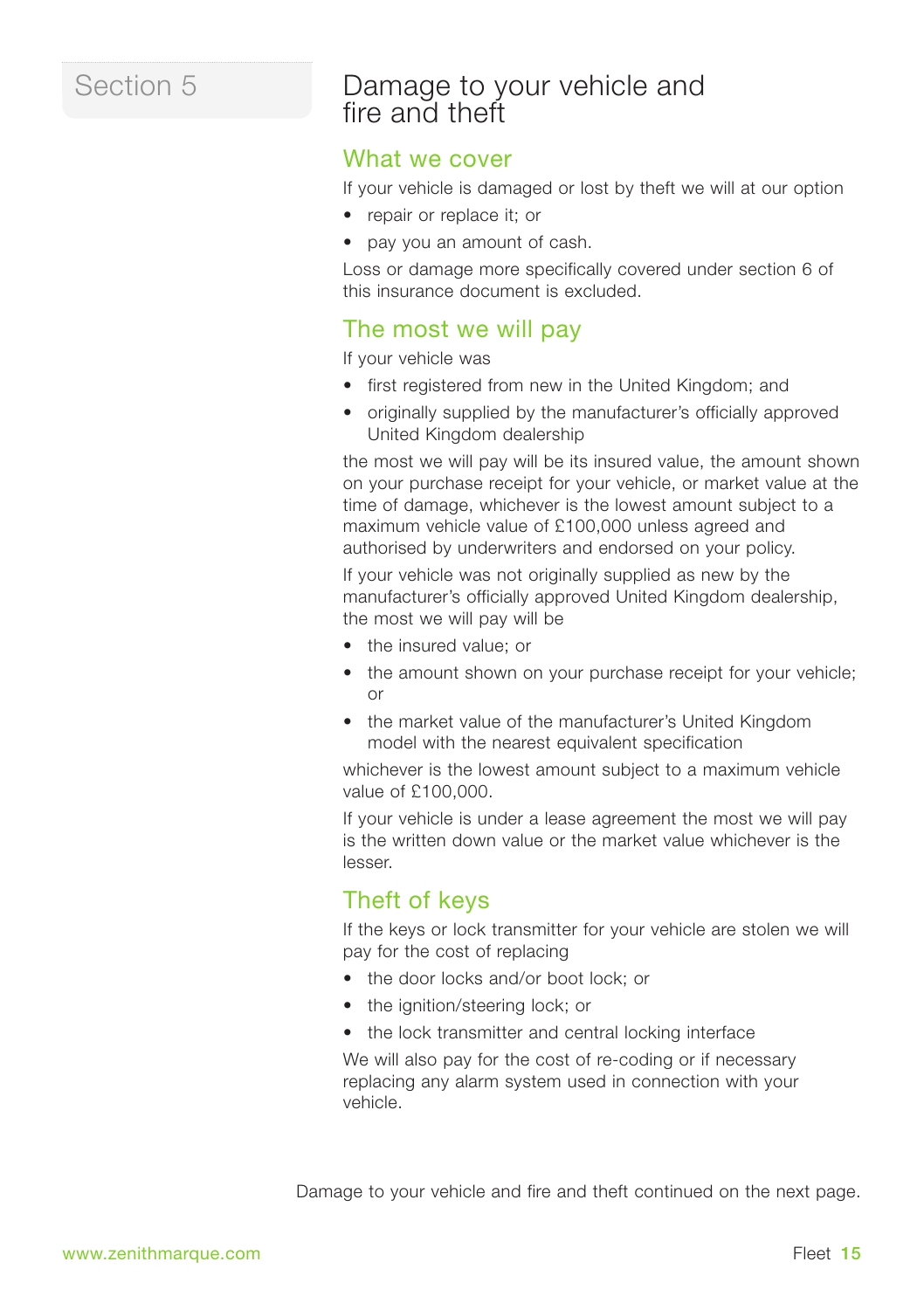Section 5

# Damage to your vehicle and fire and theft

## What we cover

If your vehicle is damaged or lost by theft we will at our option

- repair or replace it; or
- pay you an amount of cash.

Loss or damage more specifically covered under section 6 of this insurance document is excluded.

## The most we will pay

If your vehicle was

- first registered from new in the United Kingdom; and
- originally supplied by the manufacturer's officially approved United Kingdom dealership

the most we will pay will be its insured value, the amount shown on your purchase receipt for your vehicle, or market value at the time of damage, whichever is the lowest amount subject to a maximum vehicle value of £100,000 unless agreed and authorised by underwriters and endorsed on your policy.

If your vehicle was not originally supplied as new by the manufacturer's officially approved United Kingdom dealership, the most we will pay will be

- the insured value; or
- the amount shown on your purchase receipt for your vehicle; or
- the market value of the manufacturer's United Kingdom model with the nearest equivalent specification

whichever is the lowest amount subject to a maximum vehicle value of £100,000.

If your vehicle is under a lease agreement the most we will pay is the written down value or the market value whichever is the lesser.

## Theft of keys

If the keys or lock transmitter for your vehicle are stolen we will pay for the cost of replacing

- the door locks and/or boot lock; or
- the ignition/steering lock; or
- the lock transmitter and central locking interface

We will also pay for the cost of re-coding or if necessary replacing any alarm system used in connection with your vehicle.

Damage to your vehicle and fire and theft continued on the next page.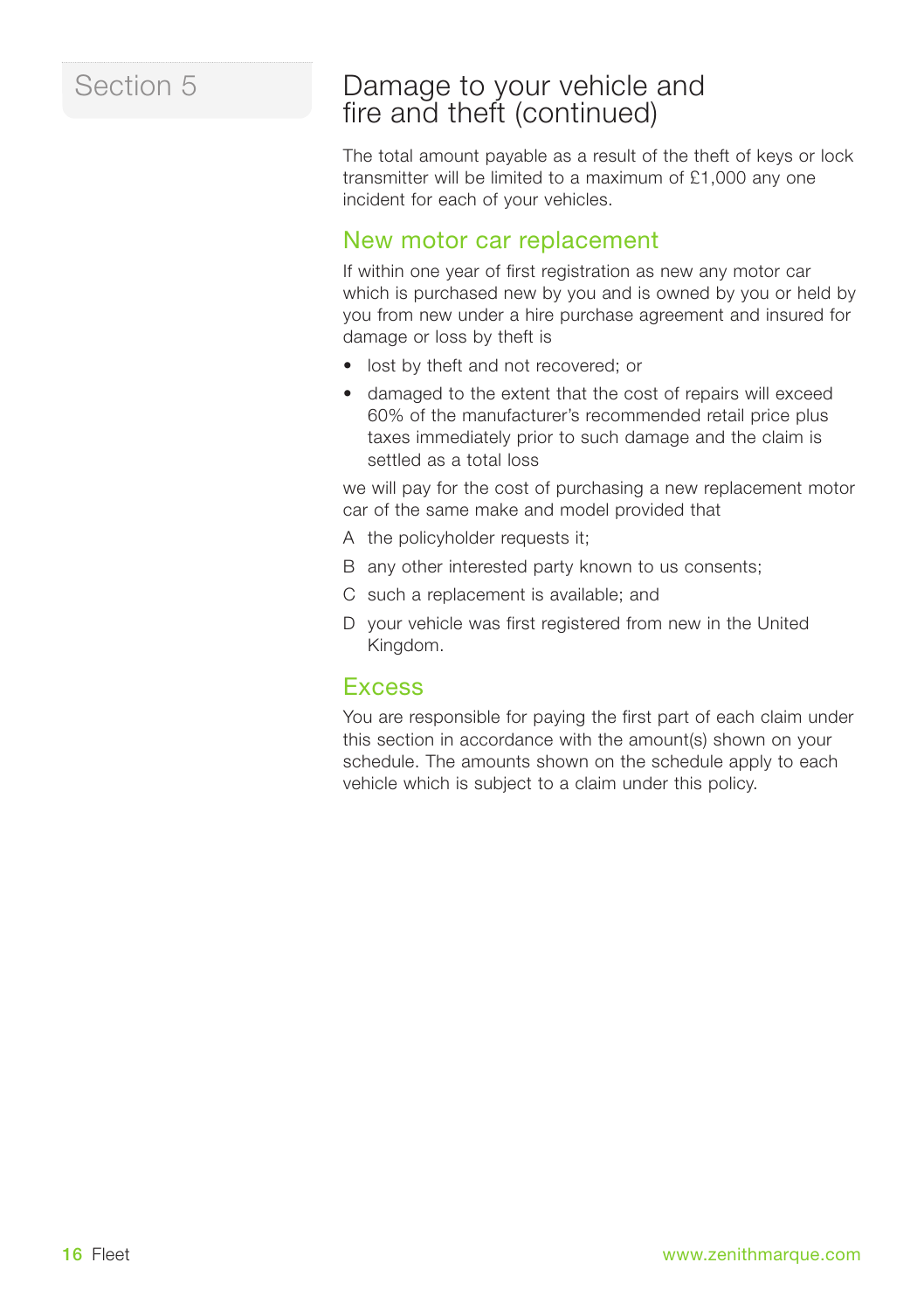Section 5

# Damage to your vehicle and fire and theft (continued)

The total amount payable as a result of the theft of keys or lock transmitter will be limited to a maximum of £1,000 any one incident for each of your vehicles.

## New motor car replacement

If within one year of first registration as new any motor car which is purchased new by you and is owned by you or held by you from new under a hire purchase agreement and insured for damage or loss by theft is

- lost by theft and not recovered; or
- damaged to the extent that the cost of repairs will exceed 60% of the manufacturer's recommended retail price plus taxes immediately prior to such damage and the claim is settled as a total loss

we will pay for the cost of purchasing a new replacement motor car of the same make and model provided that

A the policyholder requests it;

B any other interested party known to us consents;

C such a replacement is available; and

D your vehicle was first registered from new in the United Kingdom.

## Excess

You are responsible for paying the first part of each claim under this section in accordance with the amount(s) shown on your schedule. The amounts shown on the schedule apply to each vehicle which is subject to a claim under this policy.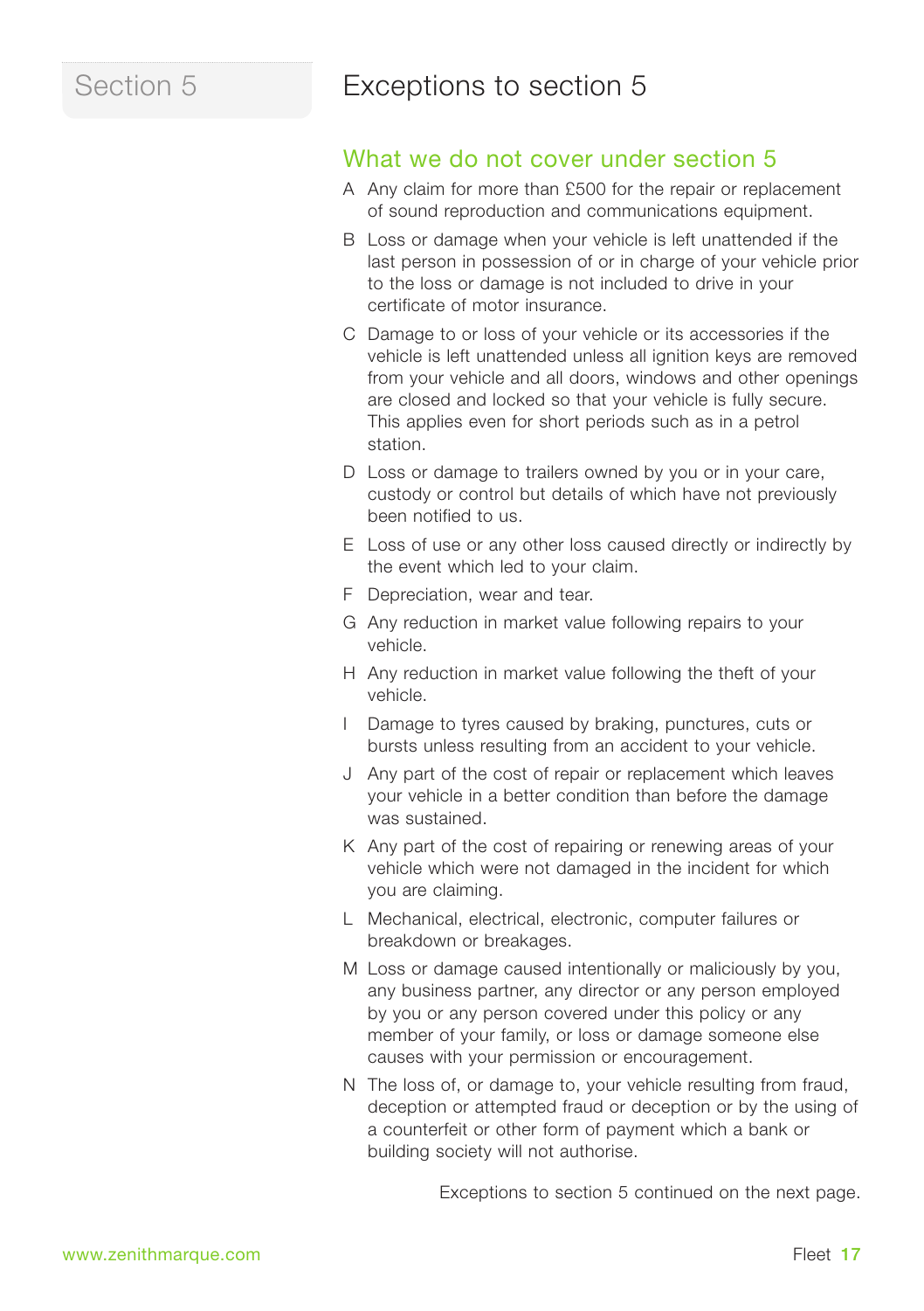Section 5

# Exceptions to section 5

## What we do not cover under section 5

A Any claim for more than £500 for the repair or replacement of sound reproduction and communications equipment.

B Loss or damage when your vehicle is left unattended if the last person in possession of or in charge of your vehicle prior to the loss or damage is not included to drive in your certificate of motor insurance.

C Damage to or loss of your vehicle or its accessories if the vehicle is left unattended unless all ignition keys are removed from your vehicle and all doors, windows and other openings are closed and locked so that your vehicle is fully secure. This applies even for short periods such as in a petrol station.

D Loss or damage to trailers owned by you or in your care, custody or control but details of which have not previously been notified to us.

E Loss of use or any other loss caused directly or indirectly by the event which led to your claim.

F Depreciation, wear and tear.

G Any reduction in market value following repairs to your vehicle.

H Any reduction in market value following the theft of your vehicle.

I Damage to tyres caused by braking, punctures, cuts or bursts unless resulting from an accident to your vehicle.

J Any part of the cost of repair or replacement which leaves your vehicle in a better condition than before the damage was sustained.

K Any part of the cost of repairing or renewing areas of your vehicle which were not damaged in the incident for which you are claiming.

L Mechanical, electrical, electronic, computer failures or breakdown or breakages.

M Loss or damage caused intentionally or maliciously by you, any business partner, any director or any person employed by you or any person covered under this policy or any member of your family, or loss or damage someone else causes with your permission or encouragement.

N The loss of, or damage to, your vehicle resulting from fraud, deception or attempted fraud or deception or by the using of a counterfeit or other form of payment which a bank or building society will not authorise.

Exceptions to section 5 continued on the next page.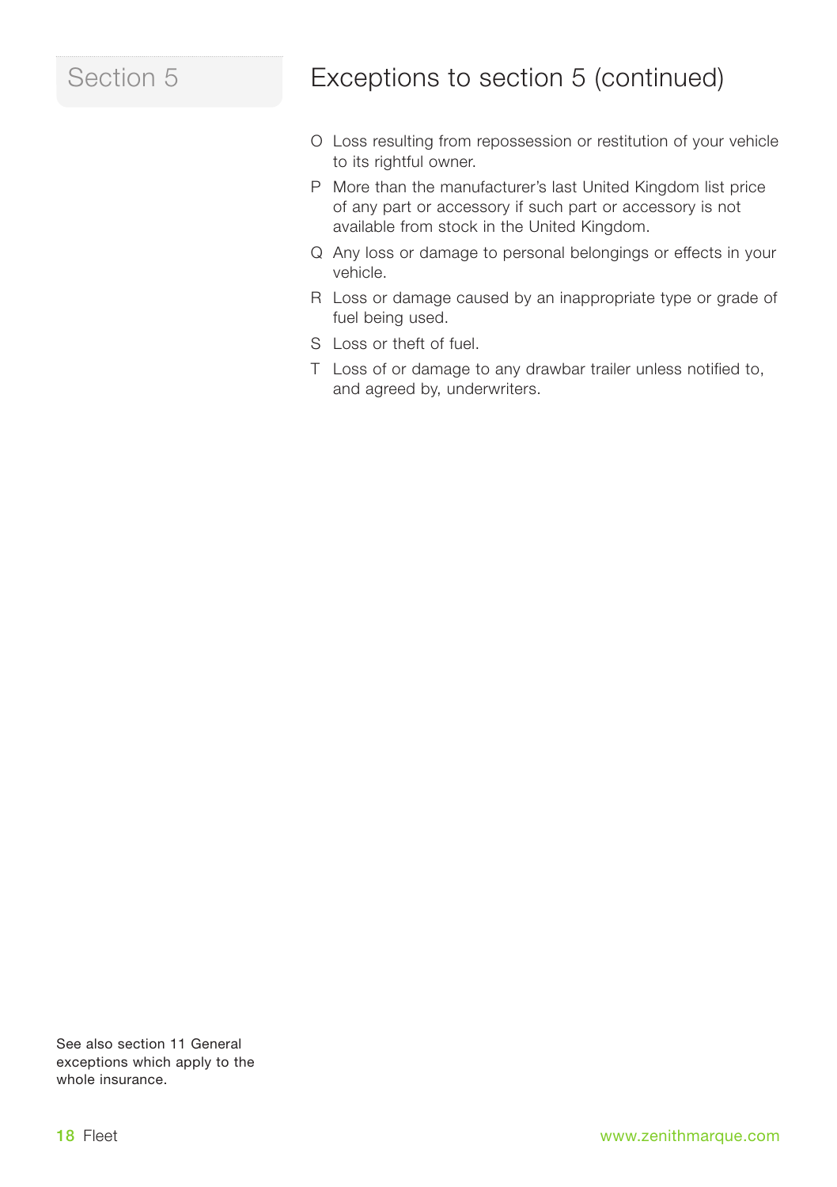Section 5

## Exceptions to section 5 (continued)

O Loss resulting from repossession or restitution of your vehicle to its rightful owner.

P More than the manufacturer's last United Kingdom list price of any part or accessory if such part or accessory is not available from stock in the United Kingdom.

Q Any loss or damage to personal belongings or effects in your vehicle.

R Loss or damage caused by an inappropriate type or grade of fuel being used.

S Loss or theft of fuel.

T Loss of or damage to any drawbar trailer unless notified to, and agreed by, underwriters.

See also section 11 General exceptions which apply to the whole insurance.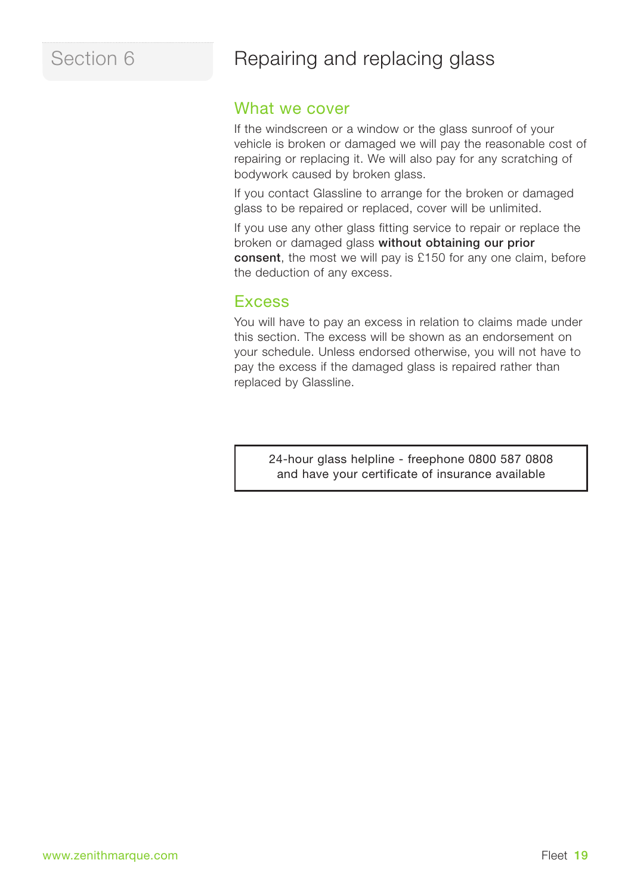# Section 6

# Repairing and replacing glass

## What we cover

If the windscreen or a window or the glass sunroof of your vehicle is broken or damaged we will pay the reasonable cost of repairing or replacing it. We will also pay for any scratching of bodywork caused by broken glass.

If you contact Glassline to arrange for the broken or damaged glass to be repaired or replaced, cover will be unlimited.

If you use any other glass fitting service to repair or replace the broken or damaged glass **without obtaining our prior consent**, the most we will pay is £150 for any one claim, before the deduction of any excess.

## Excess

You will have to pay an excess in relation to claims made under this section. The excess will be shown as an endorsement on your schedule. Unless endorsed otherwise, you will not have to pay the excess if the damaged glass is repaired rather than replaced by Glassline.

24-hour glass helpline - freephone 0800 587 0808
and have your certificate of insurance available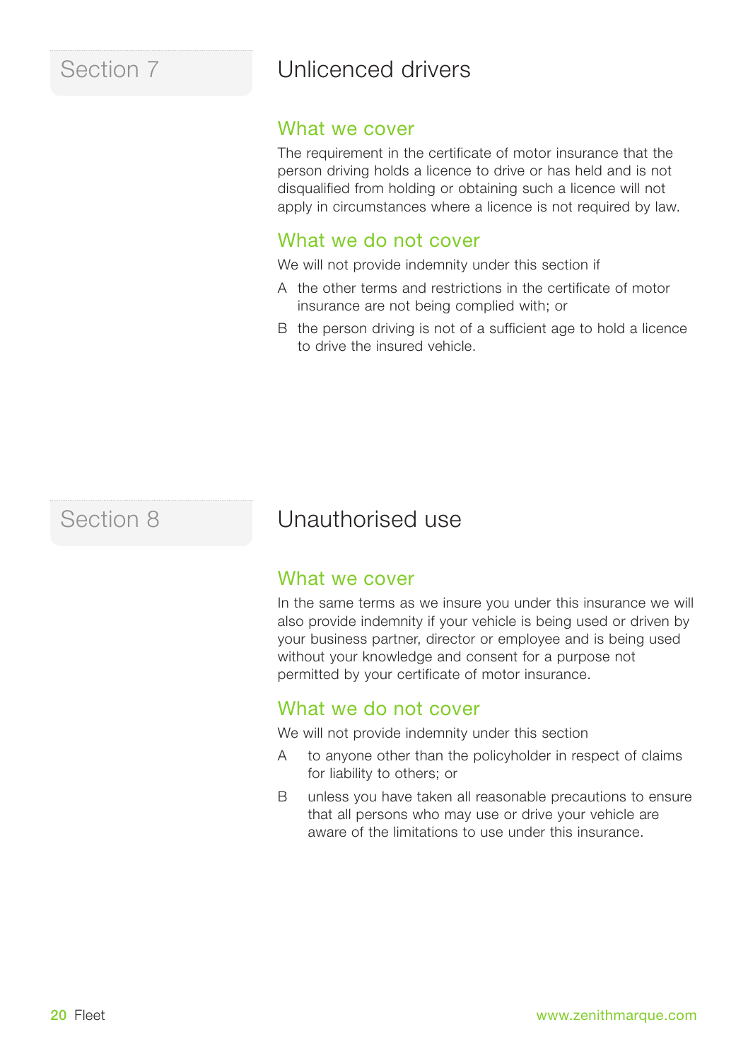## Section 7

# Unlicenced drivers

### What we cover

The requirement in the certificate of motor insurance that the person driving holds a licence to drive or has held and is not disqualified from holding or obtaining such a licence will not apply in circumstances where a licence is not required by law.

### What we do not cover

We will not provide indemnity under this section if

A the other terms and restrictions in the certificate of motor insurance are not being complied with; or

B the person driving is not of a sufficient age to hold a licence to drive the insured vehicle.

## Section 8

# Unauthorised use

### What we cover

In the same terms as we insure you under this insurance we will also provide indemnity if your vehicle is being used or driven by your business partner, director or employee and is being used without your knowledge and consent for a purpose not permitted by your certificate of motor insurance.

### What we do not cover

We will not provide indemnity under this section

A to anyone other than the policyholder in respect of claims for liability to others; or

B unless you have taken all reasonable precautions to ensure that all persons who may use or drive your vehicle are aware of the limitations to use under this insurance.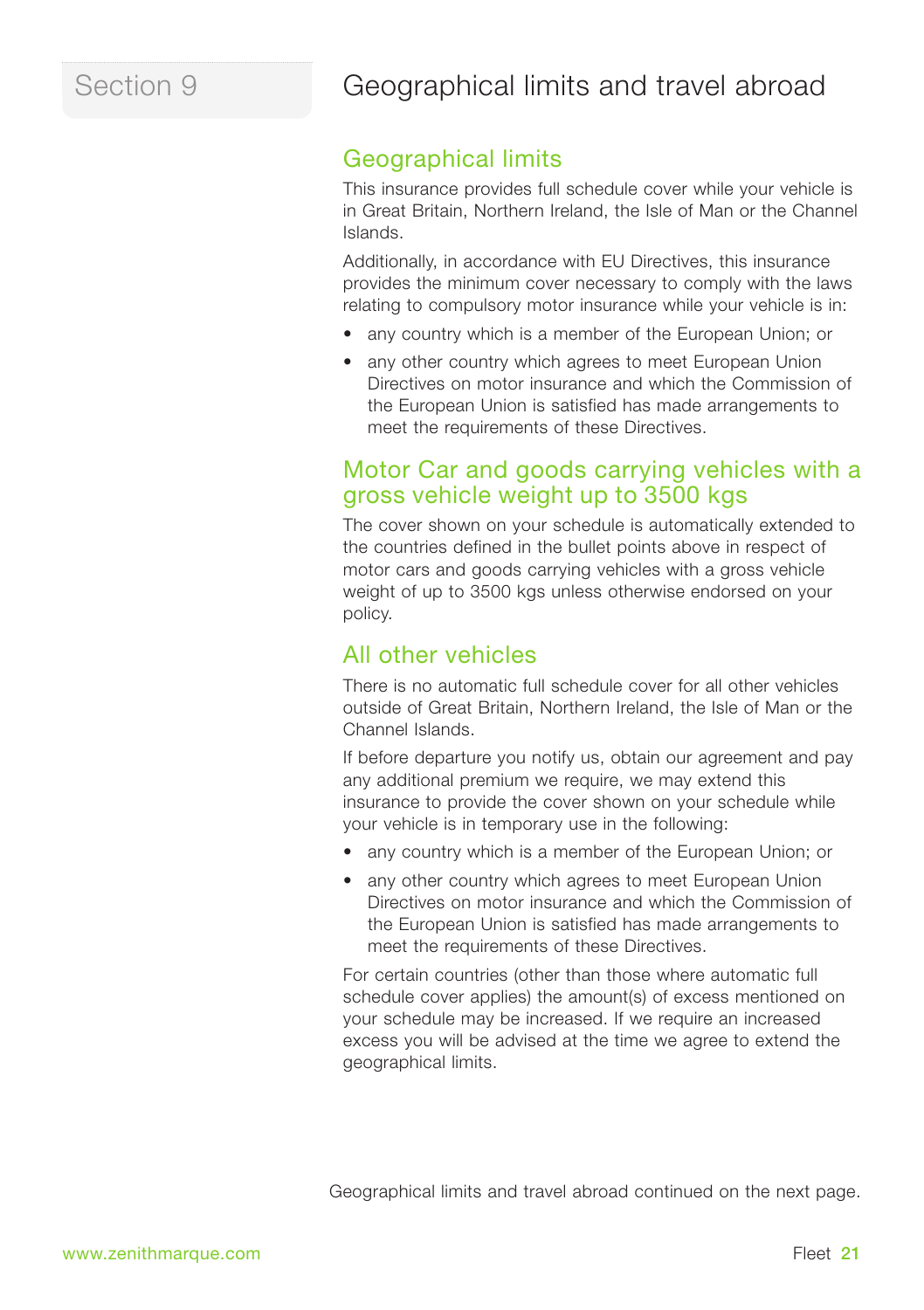# Section 9

# Geographical limits and travel abroad

## Geographical limits

This insurance provides full schedule cover while your vehicle is in Great Britain, Northern Ireland, the Isle of Man or the Channel Islands.

Additionally, in accordance with EU Directives, this insurance provides the minimum cover necessary to comply with the laws relating to compulsory motor insurance while your vehicle is in:

- any country which is a member of the European Union; or
- any other country which agrees to meet European Union Directives on motor insurance and which the Commission of the European Union is satisfied has made arrangements to meet the requirements of these Directives.

## Motor Car and goods carrying vehicles with a gross vehicle weight up to 3500 kgs

The cover shown on your schedule is automatically extended to the countries defined in the bullet points above in respect of motor cars and goods carrying vehicles with a gross vehicle weight of up to 3500 kgs unless otherwise endorsed on your policy.

## All other vehicles

There is no automatic full schedule cover for all other vehicles outside of Great Britain, Northern Ireland, the Isle of Man or the Channel Islands.

If before departure you notify us, obtain our agreement and pay any additional premium we require, we may extend this insurance to provide the cover shown on your schedule while your vehicle is in temporary use in the following:

- any country which is a member of the European Union; or
- any other country which agrees to meet European Union Directives on motor insurance and which the Commission of the European Union is satisfied has made arrangements to meet the requirements of these Directives.

For certain countries (other than those where automatic full schedule cover applies) the amount(s) of excess mentioned on your schedule may be increased. If we require an increased excess you will be advised at the time we agree to extend the geographical limits.

Geographical limits and travel abroad continued on the next page.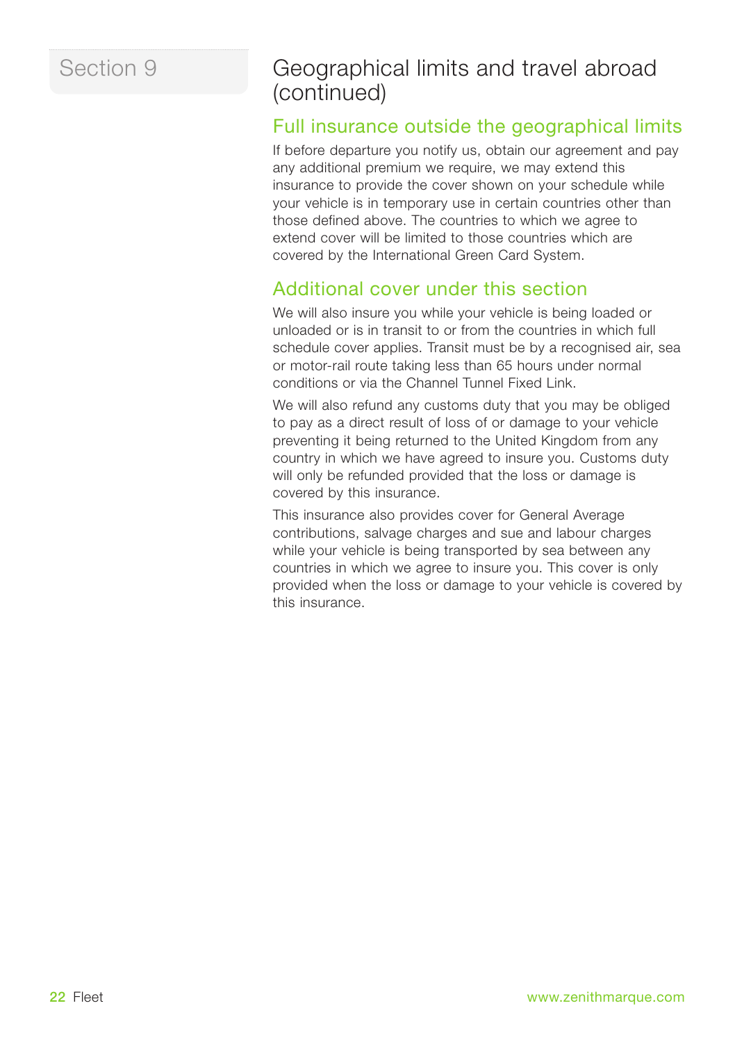Section 9

# Geographical limits and travel abroad (continued)

## Full insurance outside the geographical limits

If before departure you notify us, obtain our agreement and pay any additional premium we require, we may extend this insurance to provide the cover shown on your schedule while your vehicle is in temporary use in certain countries other than those defined above. The countries to which we agree to extend cover will be limited to those countries which are covered by the International Green Card System.

## Additional cover under this section

We will also insure you while your vehicle is being loaded or unloaded or is in transit to or from the countries in which full schedule cover applies. Transit must be by a recognised air, sea or motor-rail route taking less than 65 hours under normal conditions or via the Channel Tunnel Fixed Link.

We will also refund any customs duty that you may be obliged to pay as a direct result of loss of or damage to your vehicle preventing it being returned to the United Kingdom from any country in which we have agreed to insure you. Customs duty will only be refunded provided that the loss or damage is covered by this insurance.

This insurance also provides cover for General Average contributions, salvage charges and sue and labour charges while your vehicle is being transported by sea between any countries in which we agree to insure you. This cover is only provided when the loss or damage to your vehicle is covered by this insurance.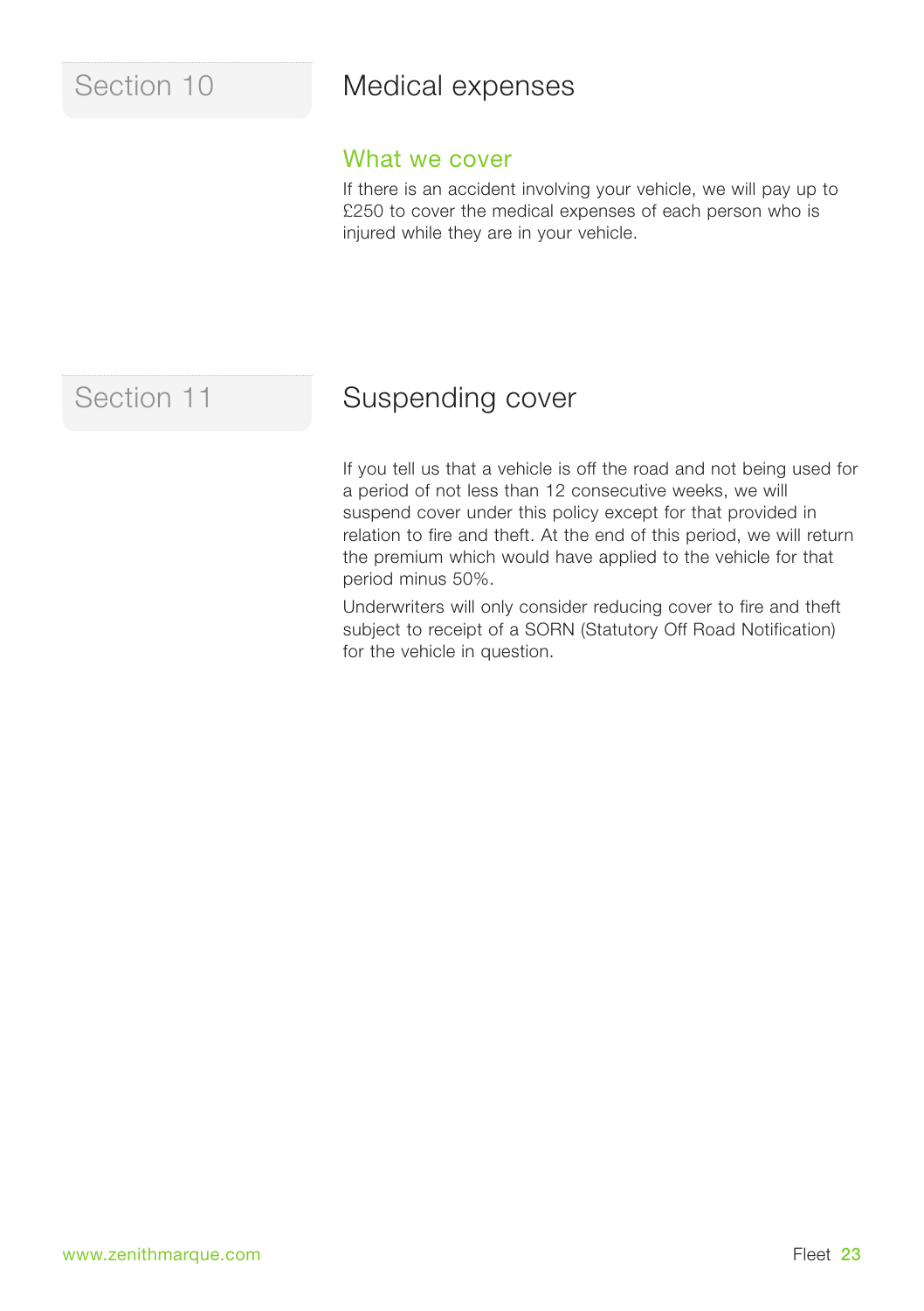## Section 10

# Medical expenses

### What we cover

If there is an accident involving your vehicle, we will pay up to £250 to cover the medical expenses of each person who is injured while they are in your vehicle.

## Section 11

# Suspending cover

If you tell us that a vehicle is off the road and not being used for a period of not less than 12 consecutive weeks, we will suspend cover under this policy except for that provided in relation to fire and theft. At the end of this period, we will return the premium which would have applied to the vehicle for that period minus 50%.

Underwriters will only consider reducing cover to fire and theft subject to receipt of a SORN (Statutory Off Road Notification) for the vehicle in question.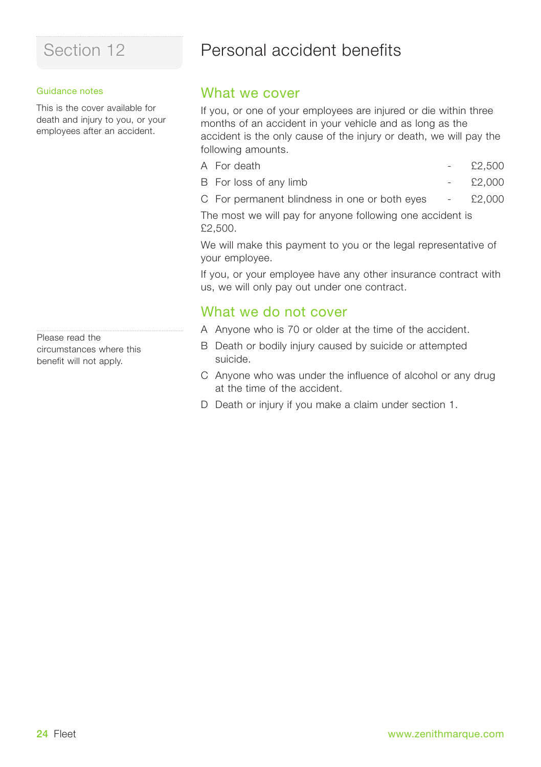# Section 12

## Personal accident benefits

**Guidance notes**

This is the cover available for death and injury to you, or your employees after an accident.

### What we cover

If you, or one of your employees are injured or die within three months of an accident in your vehicle and as long as the accident is the only cause of the injury or death, we will pay the following amounts.

| | | | |
|---|---|---|---|
| A | For death | - | £2,500 |
| B | For loss of any limb | - | £2,000 |
| C | For permanent blindness in one or both eyes | - | £2,000 |

The most we will pay for anyone following one accident is £2,500.

We will make this payment to you or the legal representative of your employee.

If you, or your employee have any other insurance contract with us, we will only pay out under one contract.

Please read the circumstances where this benefit will not apply.

### What we do not cover

A Anyone who is 70 or older at the time of the accident.

B Death or bodily injury caused by suicide or attempted suicide.

C Anyone who was under the influence of alcohol or any drug at the time of the accident.

D Death or injury if you make a claim under section 1.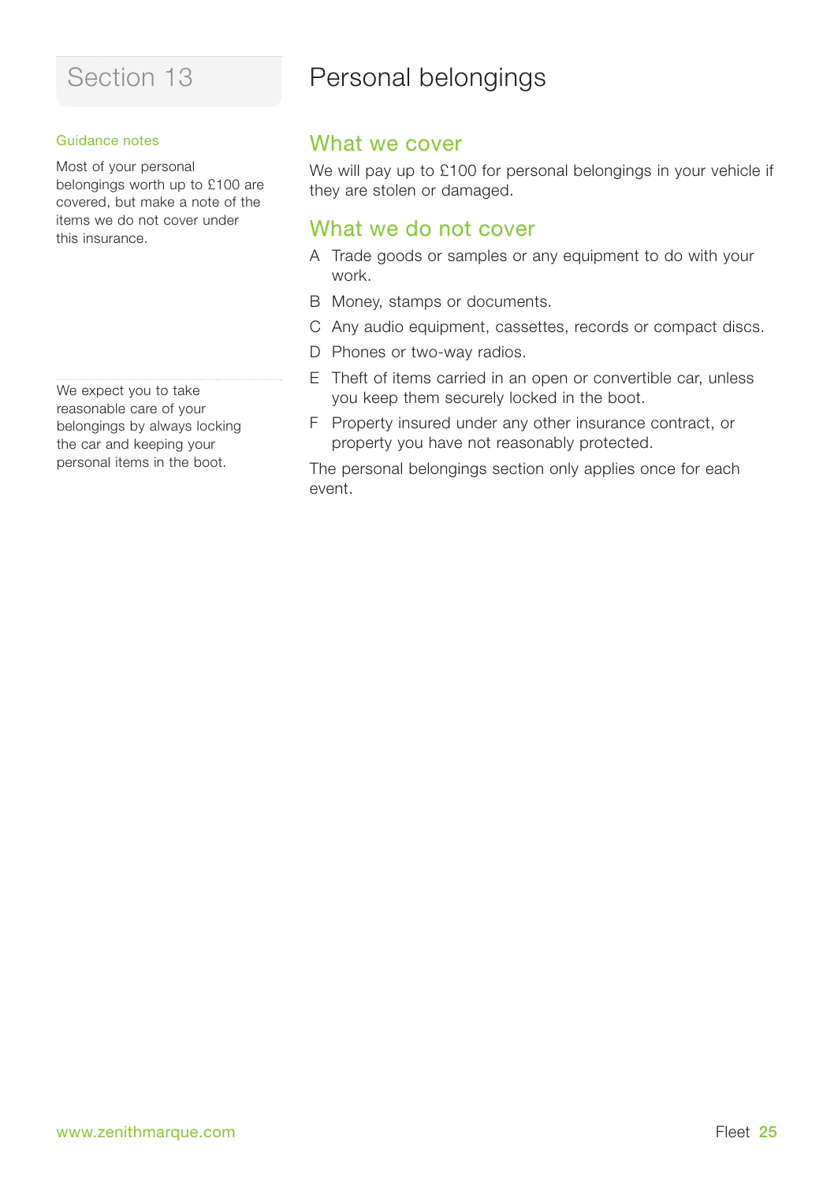# Section 13

## Personal belongings

**Guidance notes**

Most of your personal belongings worth up to £100 are covered, but make a note of the items we do not cover under this insurance.

### What we cover

We will pay up to £100 for personal belongings in your vehicle if they are stolen or damaged.

### What we do not cover

A Trade goods or samples or any equipment to do with your work.

B Money, stamps or documents.

C Any audio equipment, cassettes, records or compact discs.

D Phones or two-way radios.

E Theft of items carried in an open or convertible car, unless you keep them securely locked in the boot.

F Property insured under any other insurance contract, or property you have not reasonably protected.

The personal belongings section only applies once for each event.

We expect you to take reasonable care of your belongings by always locking the car and keeping your personal items in the boot.

www.zenithmarque.com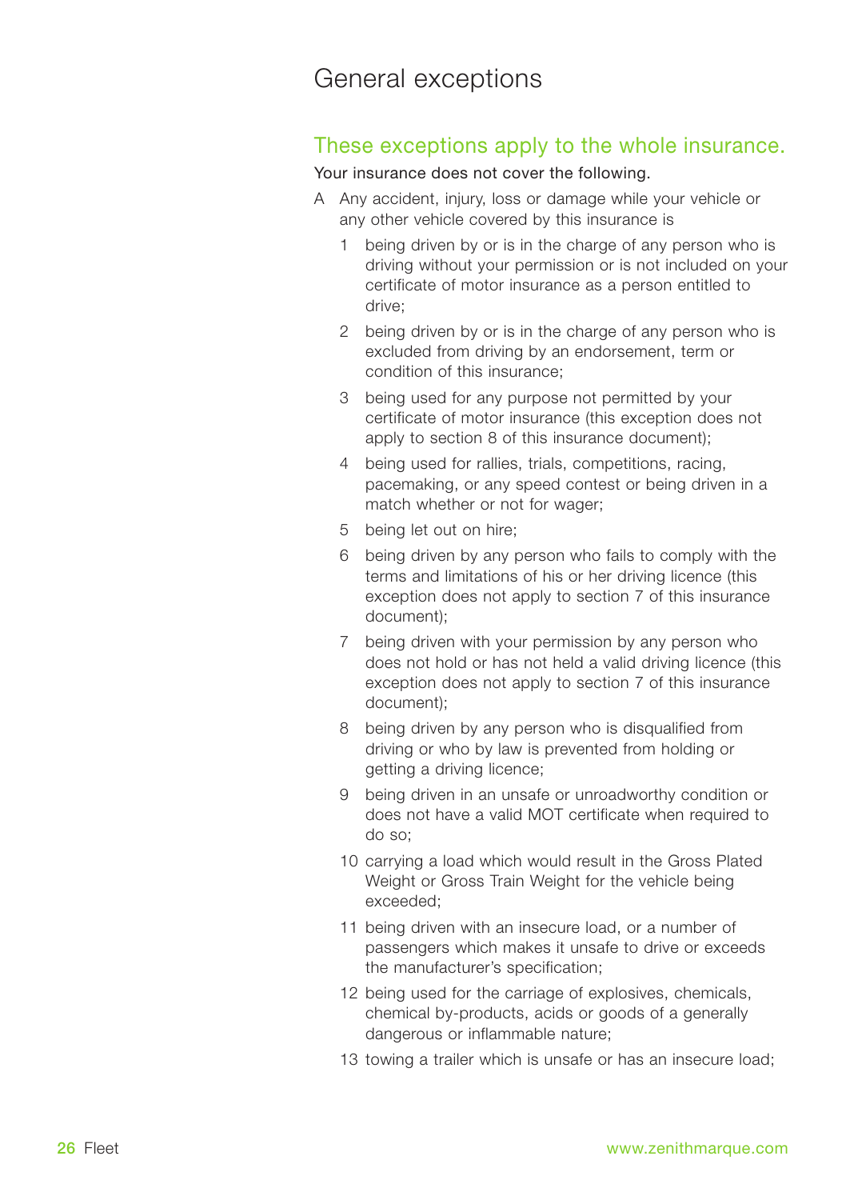# General exceptions

## These exceptions apply to the whole insurance.

Your insurance does not cover the following.

A Any accident, injury, loss or damage while your vehicle or any other vehicle covered by this insurance is

1. being driven by or is in the charge of any person who is driving without your permission or is not included on your certificate of motor insurance as a person entitled to drive;
2. being driven by or is in the charge of any person who is excluded from driving by an endorsement, term or condition of this insurance;
3. being used for any purpose not permitted by your certificate of motor insurance (this exception does not apply to section 8 of this insurance document);
4. being used for rallies, trials, competitions, racing, pacemaking, or any speed contest or being driven in a match whether or not for wager;
5. being let out on hire;
6. being driven by any person who fails to comply with the terms and limitations of his or her driving licence (this exception does not apply to section 7 of this insurance document);
7. being driven with your permission by any person who does not hold or has not held a valid driving licence (this exception does not apply to section 7 of this insurance document);
8. being driven by any person who is disqualified from driving or who by law is prevented from holding or getting a driving licence;
9. being driven in an unsafe or unroadworthy condition or does not have a valid MOT certificate when required to do so;
10. carrying a load which would result in the Gross Plated Weight or Gross Train Weight for the vehicle being exceeded;
11. being driven with an insecure load, or a number of passengers which makes it unsafe to drive or exceeds the manufacturer's specification;
12. being used for the carriage of explosives, chemicals, chemical by-products, acids or goods of a generally dangerous or inflammable nature;
13. towing a trailer which is unsafe or has an insecure load;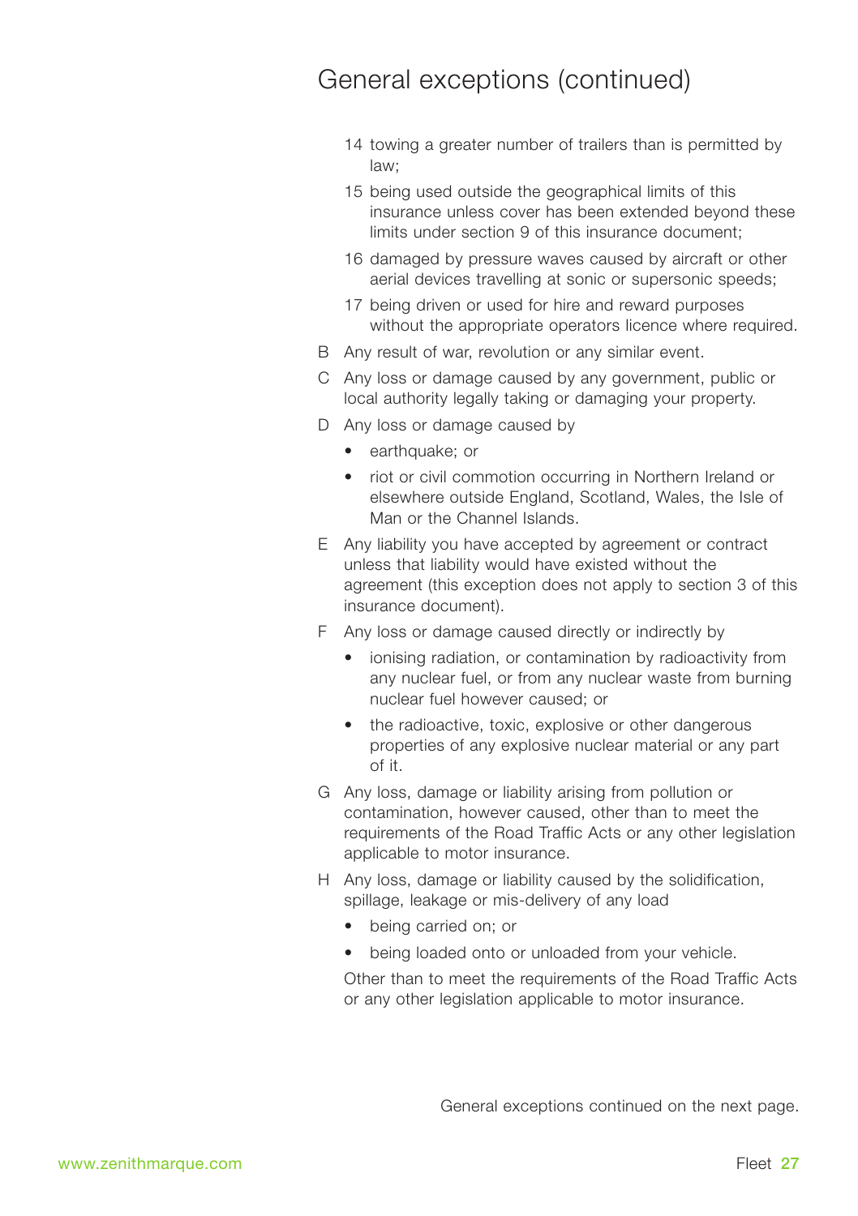# General exceptions (continued)

14 towing a greater number of trailers than is permitted by law;

15 being used outside the geographical limits of this insurance unless cover has been extended beyond these limits under section 9 of this insurance document;

16 damaged by pressure waves caused by aircraft or other aerial devices travelling at sonic or supersonic speeds;

17 being driven or used for hire and reward purposes without the appropriate operators licence where required.

B Any result of war, revolution or any similar event.

C Any loss or damage caused by any government, public or local authority legally taking or damaging your property.

D Any loss or damage caused by

- earthquake; or
- riot or civil commotion occurring in Northern Ireland or elsewhere outside England, Scotland, Wales, the Isle of Man or the Channel Islands.

E Any liability you have accepted by agreement or contract unless that liability would have existed without the agreement (this exception does not apply to section 3 of this insurance document).

F Any loss or damage caused directly or indirectly by

- ionising radiation, or contamination by radioactivity from any nuclear fuel, or from any nuclear waste from burning nuclear fuel however caused; or
- the radioactive, toxic, explosive or other dangerous properties of any explosive nuclear material or any part of it.

G Any loss, damage or liability arising from pollution or contamination, however caused, other than to meet the requirements of the Road Traffic Acts or any other legislation applicable to motor insurance.

H Any loss, damage or liability caused by the solidification, spillage, leakage or mis-delivery of any load

- being carried on; or
- being loaded onto or unloaded from your vehicle.

Other than to meet the requirements of the Road Traffic Acts or any other legislation applicable to motor insurance.

General exceptions continued on the next page.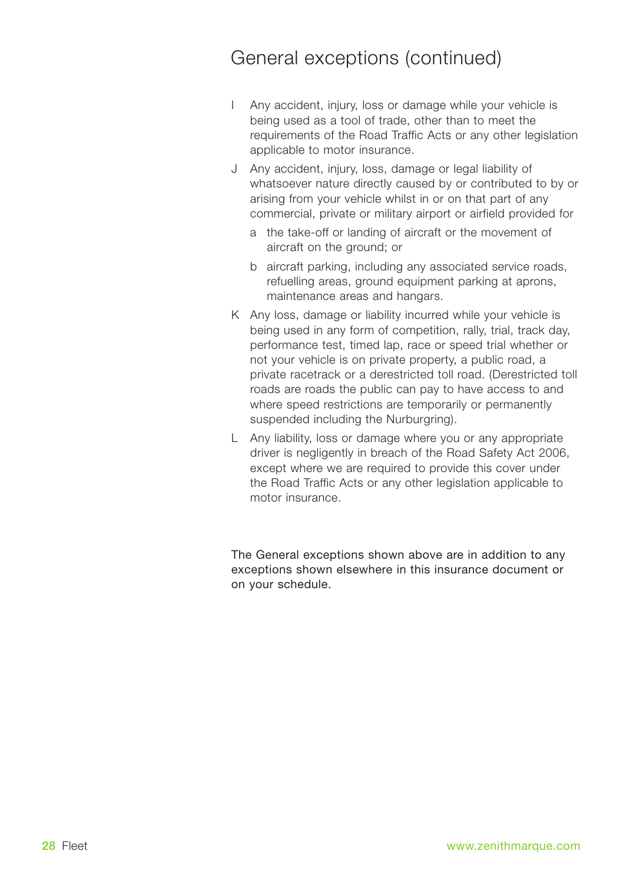# General exceptions (continued)

I Any accident, injury, loss or damage while your vehicle is being used as a tool of trade, other than to meet the requirements of the Road Traffic Acts or any other legislation applicable to motor insurance.

J Any accident, injury, loss, damage or legal liability of whatsoever nature directly caused by or contributed to by or arising from your vehicle whilst in or on that part of any commercial, private or military airport or airfield provided for

 a the take-off or landing of aircraft or the movement of aircraft on the ground; or

 b aircraft parking, including any associated service roads, refuelling areas, ground equipment parking at aprons, maintenance areas and hangars.

K Any loss, damage or liability incurred while your vehicle is being used in any form of competition, rally, trial, track day, performance test, timed lap, race or speed trial whether or not your vehicle is on private property, a public road, a private racetrack or a derestricted toll road. (Derestricted toll roads are roads the public can pay to have access to and where speed restrictions are temporarily or permanently suspended including the Nurburgring).

L Any liability, loss or damage where you or any appropriate driver is negligently in breach of the Road Safety Act 2006, except where we are required to provide this cover under the Road Traffic Acts or any other legislation applicable to motor insurance.

The General exceptions shown above are in addition to any exceptions shown elsewhere in this insurance document or on your schedule.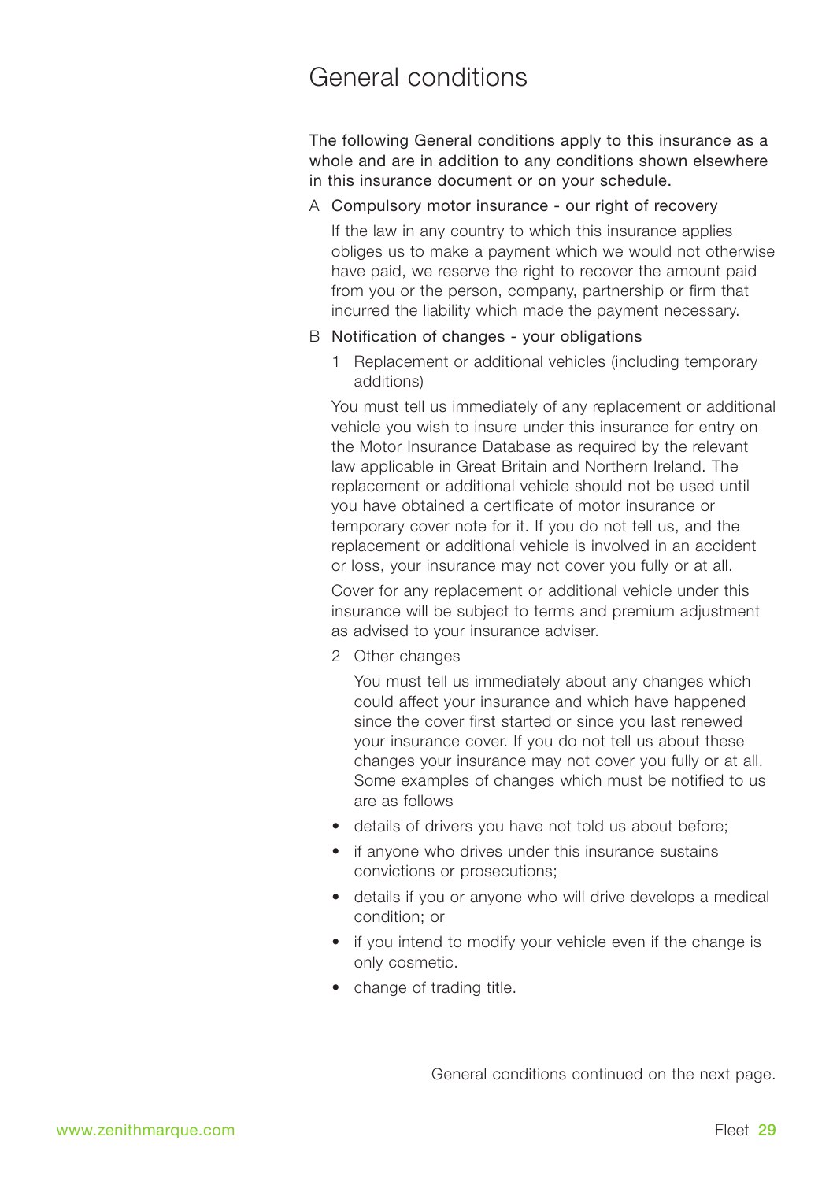# General conditions

The following General conditions apply to this insurance as a whole and are in addition to any conditions shown elsewhere in this insurance document or on your schedule.

A Compulsory motor insurance - our right of recovery

If the law in any country to which this insurance applies obliges us to make a payment which we would not otherwise have paid, we reserve the right to recover the amount paid from you or the person, company, partnership or firm that incurred the liability which made the payment necessary.

B Notification of changes - your obligations

1 Replacement or additional vehicles (including temporary additions)

You must tell us immediately of any replacement or additional vehicle you wish to insure under this insurance for entry on the Motor Insurance Database as required by the relevant law applicable in Great Britain and Northern Ireland. The replacement or additional vehicle should not be used until you have obtained a certificate of motor insurance or temporary cover note for it. If you do not tell us, and the replacement or additional vehicle is involved in an accident or loss, your insurance may not cover you fully or at all.

Cover for any replacement or additional vehicle under this insurance will be subject to terms and premium adjustment as advised to your insurance adviser.

2 Other changes

You must tell us immediately about any changes which could affect your insurance and which have happened since the cover first started or since you last renewed your insurance cover. If you do not tell us about these changes your insurance may not cover you fully or at all. Some examples of changes which must be notified to us are as follows

- details of drivers you have not told us about before;
- if anyone who drives under this insurance sustains convictions or prosecutions;
- details if you or anyone who will drive develops a medical condition; or
- if you intend to modify your vehicle even if the change is only cosmetic.
- change of trading title.

General conditions continued on the next page.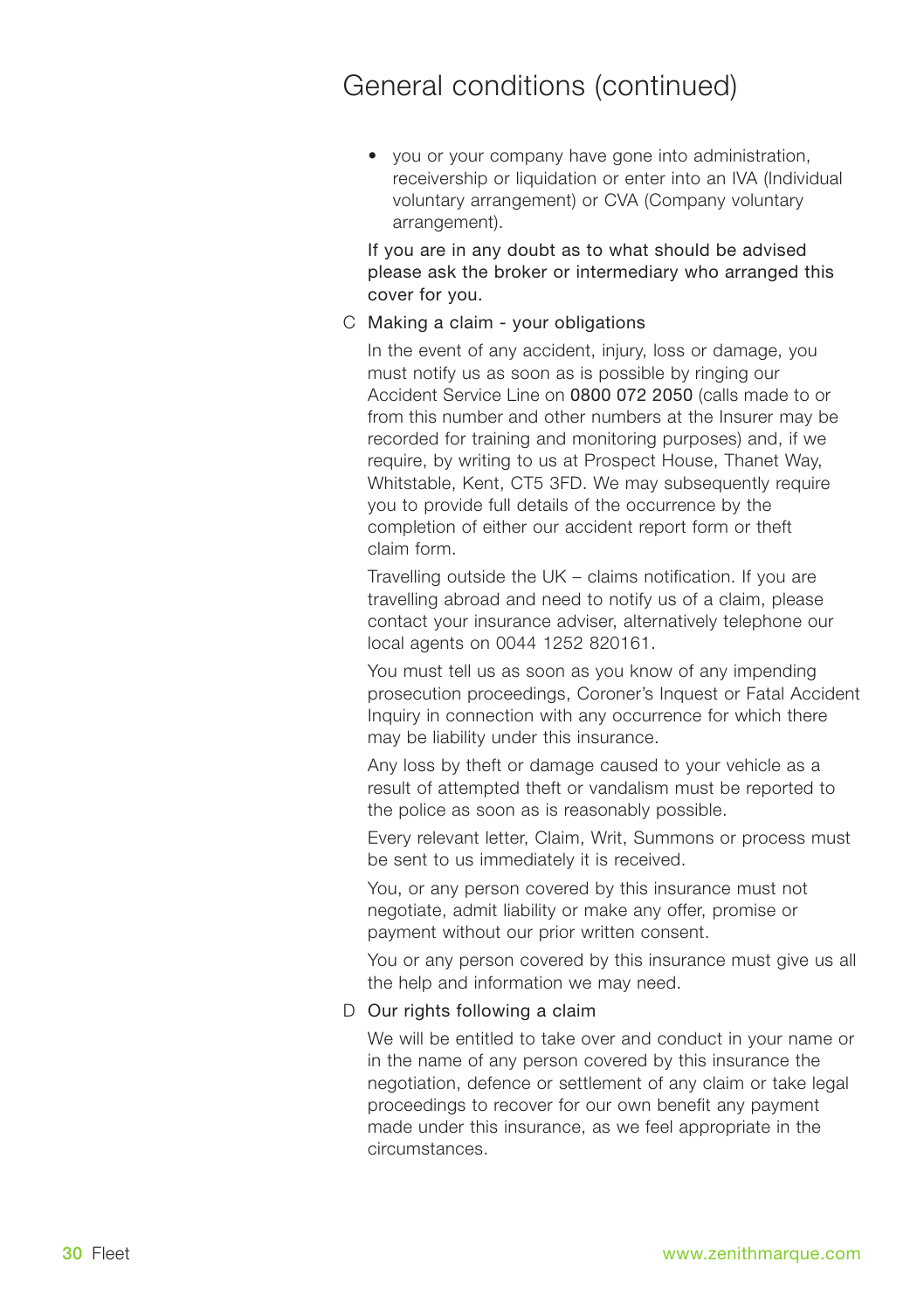# General conditions (continued)

- you or your company have gone into administration, receivership or liquidation or enter into an IVA (Individual voluntary arrangement) or CVA (Company voluntary arrangement).

If you are in any doubt as to what should be advised please ask the broker or intermediary who arranged this cover for you.

C Making a claim - your obligations

In the event of any accident, injury, loss or damage, you must notify us as soon as is possible by ringing our Accident Service Line on 0800 072 2050 (calls made to or from this number and other numbers at the Insurer may be recorded for training and monitoring purposes) and, if we require, by writing to us at Prospect House, Thanet Way, Whitstable, Kent, CT5 3FD. We may subsequently require you to provide full details of the occurrence by the completion of either our accident report form or theft claim form.

Travelling outside the UK – claims notification. If you are travelling abroad and need to notify us of a claim, please contact your insurance adviser, alternatively telephone our local agents on 0044 1252 820161.

You must tell us as soon as you know of any impending prosecution proceedings, Coroner's Inquest or Fatal Accident Inquiry in connection with any occurrence for which there may be liability under this insurance.

Any loss by theft or damage caused to your vehicle as a result of attempted theft or vandalism must be reported to the police as soon as is reasonably possible.

Every relevant letter, Claim, Writ, Summons or process must be sent to us immediately it is received.

You, or any person covered by this insurance must not negotiate, admit liability or make any offer, promise or payment without our prior written consent.

You or any person covered by this insurance must give us all the help and information we may need.

D Our rights following a claim

We will be entitled to take over and conduct in your name or in the name of any person covered by this insurance the negotiation, defence or settlement of any claim or take legal proceedings to recover for our own benefit any payment made under this insurance, as we feel appropriate in the circumstances.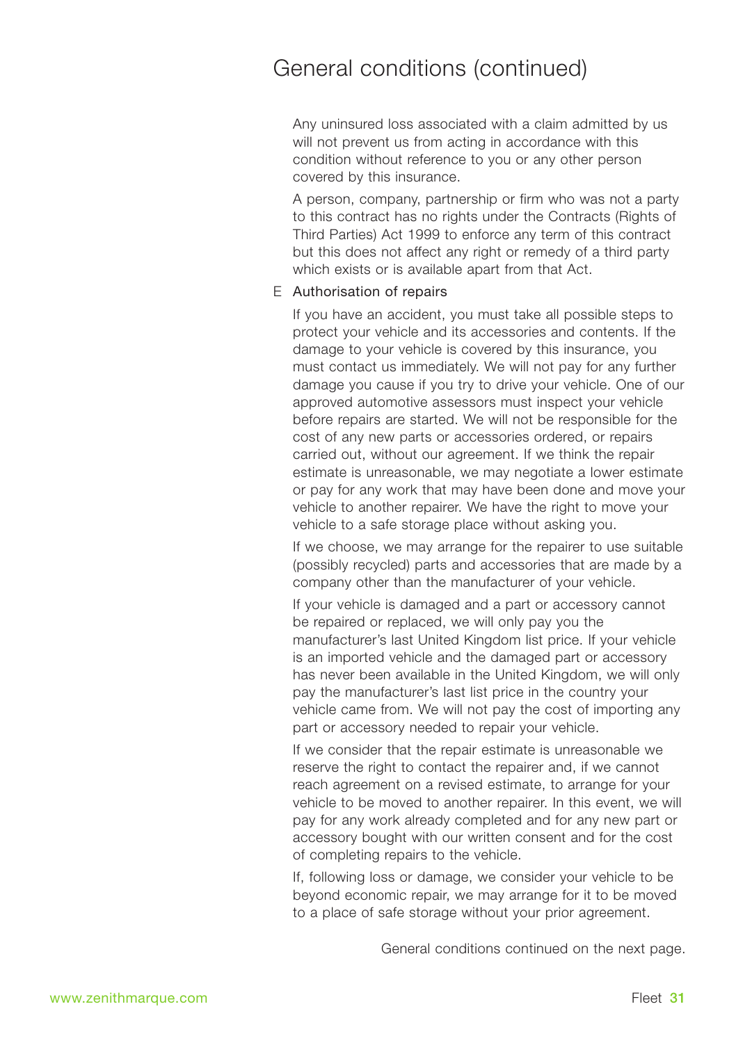# General conditions (continued)

Any uninsured loss associated with a claim admitted by us will not prevent us from acting in accordance with this condition without reference to you or any other person covered by this insurance.

A person, company, partnership or firm who was not a party to this contract has no rights under the Contracts (Rights of Third Parties) Act 1999 to enforce any term of this contract but this does not affect any right or remedy of a third party which exists or is available apart from that Act.

E Authorisation of repairs

If you have an accident, you must take all possible steps to protect your vehicle and its accessories and contents. If the damage to your vehicle is covered by this insurance, you must contact us immediately. We will not pay for any further damage you cause if you try to drive your vehicle. One of our approved automotive assessors must inspect your vehicle before repairs are started. We will not be responsible for the cost of any new parts or accessories ordered, or repairs carried out, without our agreement. If we think the repair estimate is unreasonable, we may negotiate a lower estimate or pay for any work that may have been done and move your vehicle to another repairer. We have the right to move your vehicle to a safe storage place without asking you.

If we choose, we may arrange for the repairer to use suitable (possibly recycled) parts and accessories that are made by a company other than the manufacturer of your vehicle.

If your vehicle is damaged and a part or accessory cannot be repaired or replaced, we will only pay you the manufacturer's last United Kingdom list price. If your vehicle is an imported vehicle and the damaged part or accessory has never been available in the United Kingdom, we will only pay the manufacturer's last list price in the country your vehicle came from. We will not pay the cost of importing any part or accessory needed to repair your vehicle.

If we consider that the repair estimate is unreasonable we reserve the right to contact the repairer and, if we cannot reach agreement on a revised estimate, to arrange for your vehicle to be moved to another repairer. In this event, we will pay for any work already completed and for any new part or accessory bought with our written consent and for the cost of completing repairs to the vehicle.

If, following loss or damage, we consider your vehicle to be beyond economic repair, we may arrange for it to be moved to a place of safe storage without your prior agreement.

General conditions continued on the next page.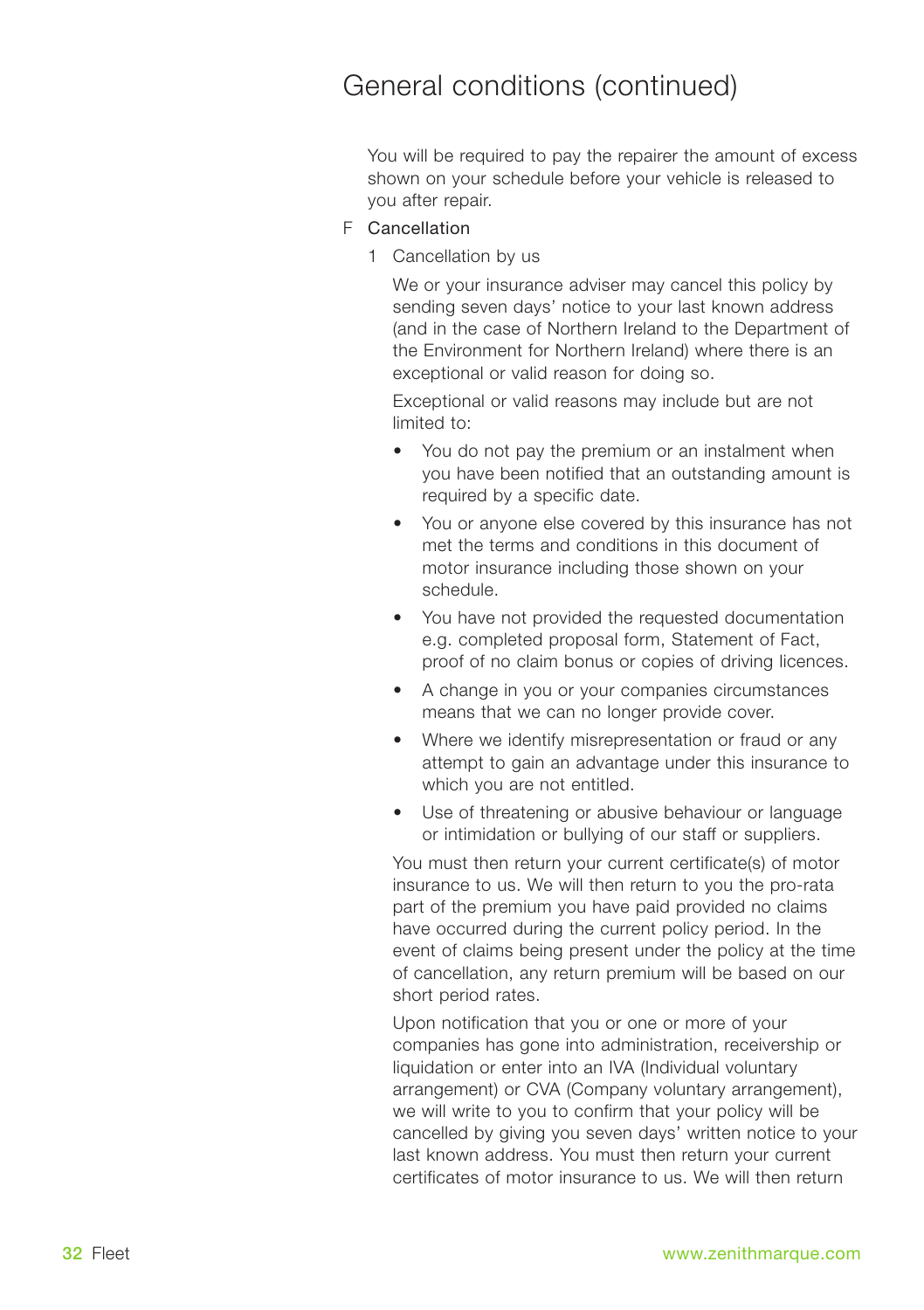# General conditions (continued)

You will be required to pay the repairer the amount of excess shown on your schedule before your vehicle is released to you after repair.

F Cancellation

1 Cancellation by us

We or your insurance adviser may cancel this policy by sending seven days' notice to your last known address (and in the case of Northern Ireland to the Department of the Environment for Northern Ireland) where there is an exceptional or valid reason for doing so.

Exceptional or valid reasons may include but are not limited to:

- You do not pay the premium or an instalment when you have been notified that an outstanding amount is required by a specific date.
- You or anyone else covered by this insurance has not met the terms and conditions in this document of motor insurance including those shown on your schedule.
- You have not provided the requested documentation e.g. completed proposal form, Statement of Fact, proof of no claim bonus or copies of driving licences.
- A change in you or your companies circumstances means that we can no longer provide cover.
- Where we identify misrepresentation or fraud or any attempt to gain an advantage under this insurance to which you are not entitled.
- Use of threatening or abusive behaviour or language or intimidation or bullying of our staff or suppliers.

You must then return your current certificate(s) of motor insurance to us. We will then return to you the pro-rata part of the premium you have paid provided no claims have occurred during the current policy period. In the event of claims being present under the policy at the time of cancellation, any return premium will be based on our short period rates.

Upon notification that you or one or more of your companies has gone into administration, receivership or liquidation or enter into an IVA (Individual voluntary arrangement) or CVA (Company voluntary arrangement), we will write to you to confirm that your policy will be cancelled by giving you seven days' written notice to your last known address. You must then return your current certificates of motor insurance to us. We will then return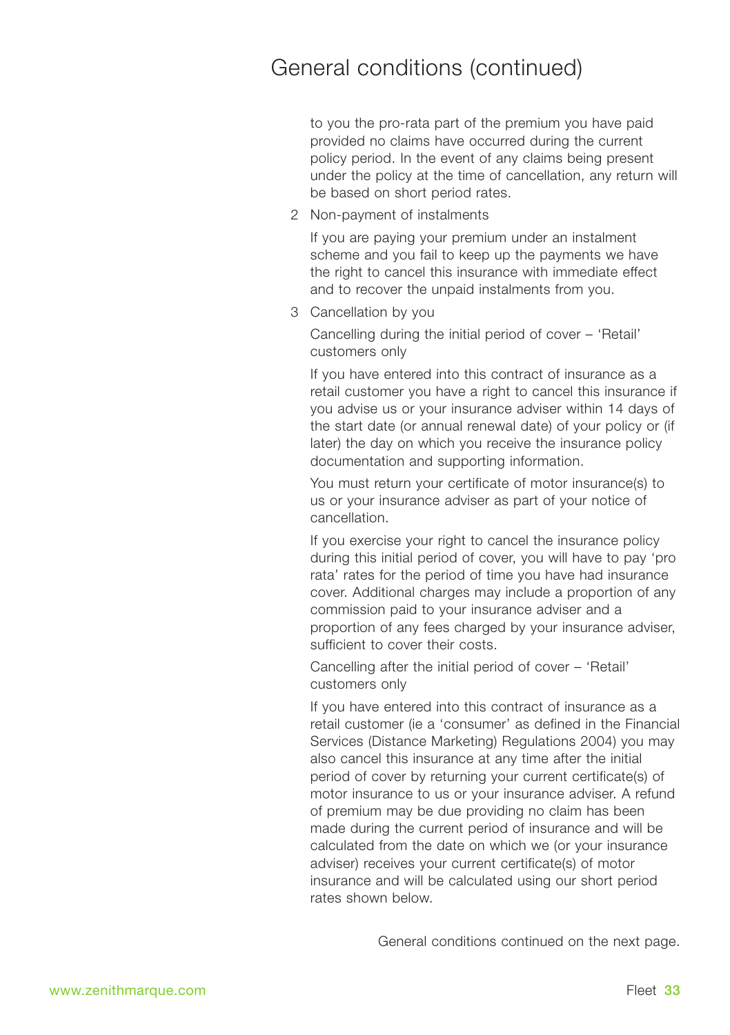# General conditions (continued)

to you the pro-rata part of the premium you have paid provided no claims have occurred during the current policy period. In the event of any claims being present under the policy at the time of cancellation, any return will be based on short period rates.

2 Non-payment of instalments

If you are paying your premium under an instalment scheme and you fail to keep up the payments we have the right to cancel this insurance with immediate effect and to recover the unpaid instalments from you.

3 Cancellation by you

Cancelling during the initial period of cover – 'Retail' customers only

If you have entered into this contract of insurance as a retail customer you have a right to cancel this insurance if you advise us or your insurance adviser within 14 days of the start date (or annual renewal date) of your policy or (if later) the day on which you receive the insurance policy documentation and supporting information.

You must return your certificate of motor insurance(s) to us or your insurance adviser as part of your notice of cancellation.

If you exercise your right to cancel the insurance policy during this initial period of cover, you will have to pay 'pro rata' rates for the period of time you have had insurance cover. Additional charges may include a proportion of any commission paid to your insurance adviser and a proportion of any fees charged by your insurance adviser, sufficient to cover their costs.

Cancelling after the initial period of cover – 'Retail' customers only

If you have entered into this contract of insurance as a retail customer (ie a 'consumer' as defined in the Financial Services (Distance Marketing) Regulations 2004) you may also cancel this insurance at any time after the initial period of cover by returning your current certificate(s) of motor insurance to us or your insurance adviser. A refund of premium may be due providing no claim has been made during the current period of insurance and will be calculated from the date on which we (or your insurance adviser) receives your current certificate(s) of motor insurance and will be calculated using our short period rates shown below.

General conditions continued on the next page.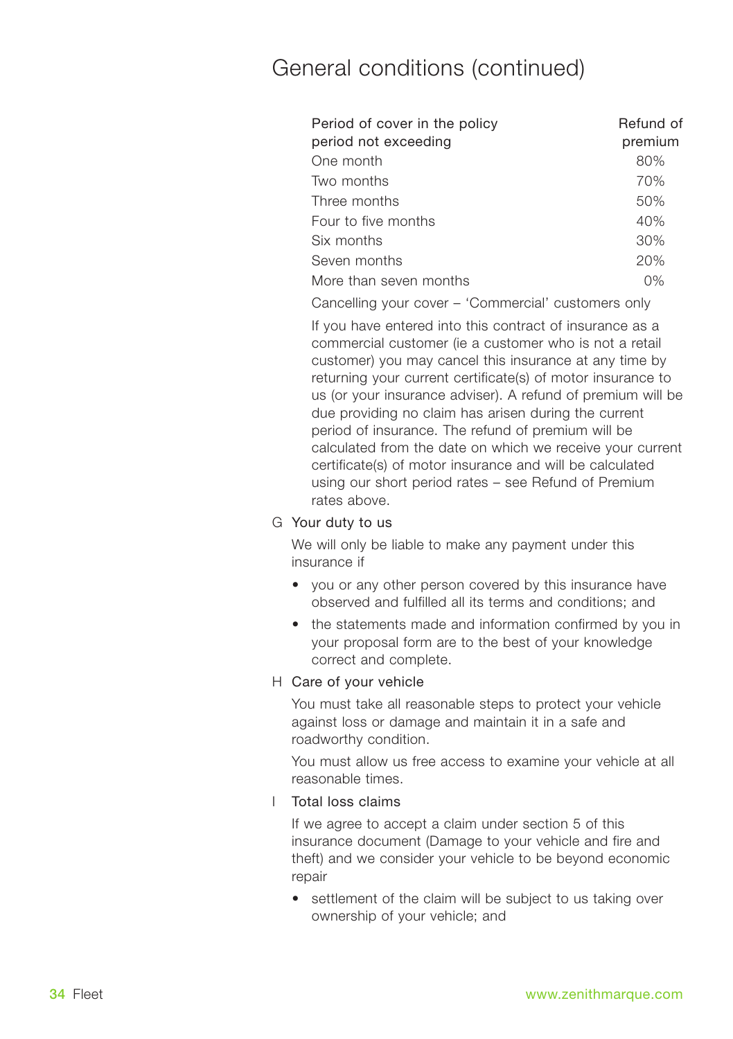# General conditions (continued)

| Period of cover in the policy period not exceeding | Refund of premium |
|---|---|
| One month | 80% |
| Two months | 70% |
| Three months | 50% |
| Four to five months | 40% |
| Six months | 30% |
| Seven months | 20% |
| More than seven months | 0% |

Cancelling your cover – 'Commercial' customers only

If you have entered into this contract of insurance as a commercial customer (ie a customer who is not a retail customer) you may cancel this insurance at any time by returning your current certificate(s) of motor insurance to us (or your insurance adviser). A refund of premium will be due providing no claim has arisen during the current period of insurance. The refund of premium will be calculated from the date on which we receive your current certificate(s) of motor insurance and will be calculated using our short period rates – see Refund of Premium rates above.

G Your duty to us

We will only be liable to make any payment under this insurance if

- you or any other person covered by this insurance have observed and fulfilled all its terms and conditions; and
- the statements made and information confirmed by you in your proposal form are to the best of your knowledge correct and complete.

H Care of your vehicle

You must take all reasonable steps to protect your vehicle against loss or damage and maintain it in a safe and roadworthy condition.

You must allow us free access to examine your vehicle at all reasonable times.

I Total loss claims

If we agree to accept a claim under section 5 of this insurance document (Damage to your vehicle and fire and theft) and we consider your vehicle to be beyond economic repair

- settlement of the claim will be subject to us taking over ownership of your vehicle; and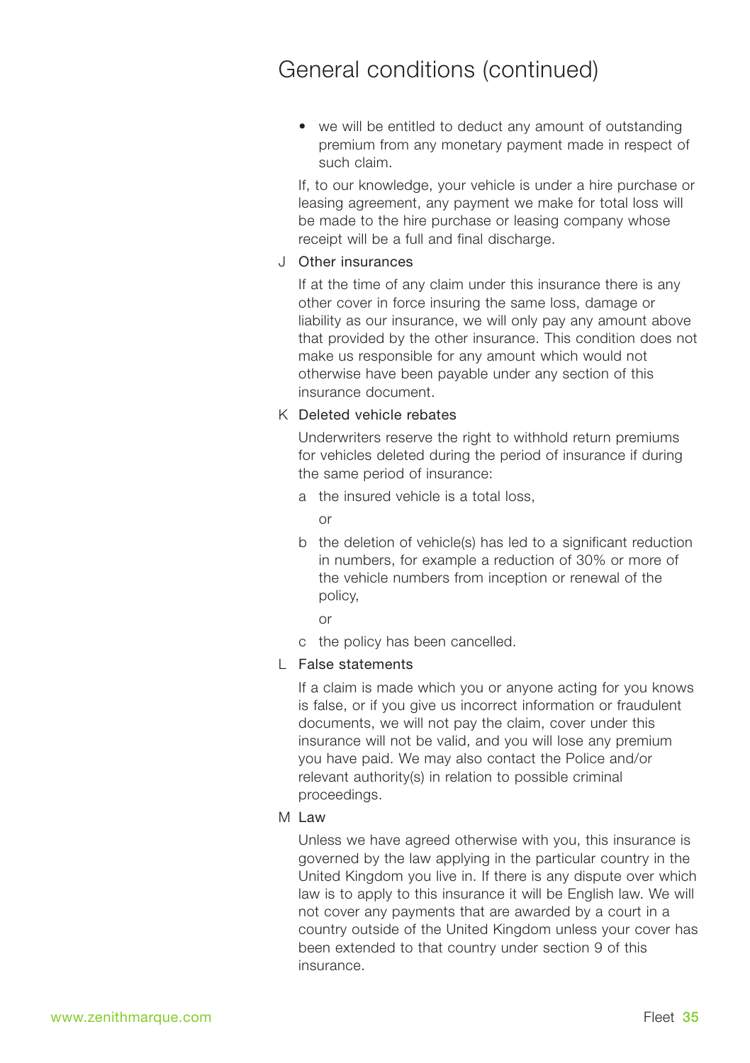# General conditions (continued)

- we will be entitled to deduct any amount of outstanding premium from any monetary payment made in respect of such claim.

If, to our knowledge, your vehicle is under a hire purchase or leasing agreement, any payment we make for total loss will be made to the hire purchase or leasing company whose receipt will be a full and final discharge.

J Other insurances

If at the time of any claim under this insurance there is any other cover in force insuring the same loss, damage or liability as our insurance, we will only pay any amount above that provided by the other insurance. This condition does not make us responsible for any amount which would not otherwise have been payable under any section of this insurance document.

K Deleted vehicle rebates

Underwriters reserve the right to withhold return premiums for vehicles deleted during the period of insurance if during the same period of insurance:

a the insured vehicle is a total loss,

or

b the deletion of vehicle(s) has led to a significant reduction in numbers, for example a reduction of 30% or more of the vehicle numbers from inception or renewal of the policy,

or

c the policy has been cancelled.

L False statements

If a claim is made which you or anyone acting for you knows is false, or if you give us incorrect information or fraudulent documents, we will not pay the claim, cover under this insurance will not be valid, and you will lose any premium you have paid. We may also contact the Police and/or relevant authority(s) in relation to possible criminal proceedings.

M Law

Unless we have agreed otherwise with you, this insurance is governed by the law applying in the particular country in the United Kingdom you live in. If there is any dispute over which law is to apply to this insurance it will be English law. We will not cover any payments that are awarded by a court in a country outside of the United Kingdom unless your cover has been extended to that country under section 9 of this insurance.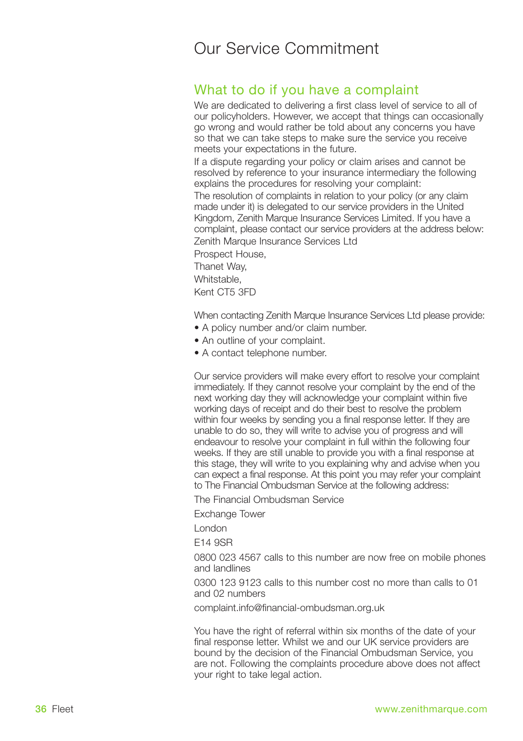# Our Service Commitment

## What to do if you have a complaint

We are dedicated to delivering a first class level of service to all of our policyholders. However, we accept that things can occasionally go wrong and would rather be told about any concerns you have so that we can take steps to make sure the service you receive meets your expectations in the future.

If a dispute regarding your policy or claim arises and cannot be resolved by reference to your insurance intermediary the following explains the procedures for resolving your complaint:

The resolution of complaints in relation to your policy (or any claim made under it) is delegated to our service providers in the United Kingdom, Zenith Marque Insurance Services Limited. If you have a complaint, please contact our service providers at the address below:

Zenith Marque Insurance Services Ltd

Prospect House,

Thanet Way,

Whitstable,

Kent CT5 3FD

When contacting Zenith Marque Insurance Services Ltd please provide:

- A policy number and/or claim number.
- An outline of your complaint.
- A contact telephone number.

Our service providers will make every effort to resolve your complaint immediately. If they cannot resolve your complaint by the end of the next working day they will acknowledge your complaint within five working days of receipt and do their best to resolve the problem within four weeks by sending you a final response letter. If they are unable to do so, they will write to advise you of progress and will endeavour to resolve your complaint in full within the following four weeks. If they are still unable to provide you with a final response at this stage, they will write to you explaining why and advise when you can expect a final response. At this point you may refer your complaint to The Financial Ombudsman Service at the following address:

The Financial Ombudsman Service

Exchange Tower

London

E14 9SR

0800 023 4567 calls to this number are now free on mobile phones and landlines

0300 123 9123 calls to this number cost no more than calls to 01 and 02 numbers

complaint.info@financial-ombudsman.org.uk

You have the right of referral within six months of the date of your final response letter. Whilst we and our UK service providers are bound by the decision of the Financial Ombudsman Service, you are not. Following the complaints procedure above does not affect your right to take legal action.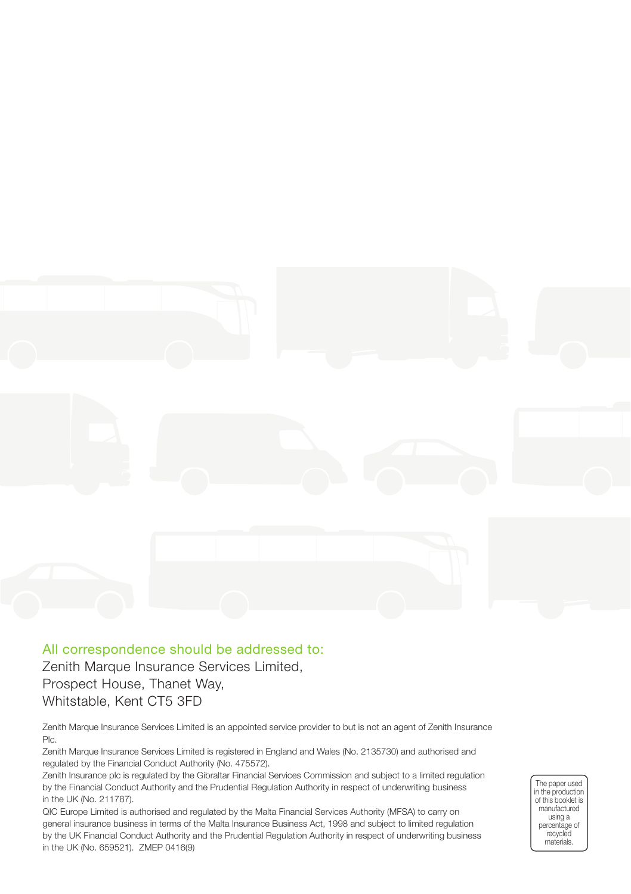All correspondence should be addressed to:

Zenith Marque Insurance Services Limited,
Prospect House, Thanet Way,
Whitstable, Kent CT5 3FD

Zenith Marque Insurance Services Limited is an appointed service provider to but is not an agent of Zenith Insurance Plc.

Zenith Marque Insurance Services Limited is registered in England and Wales (No. 2135730) and authorised and regulated by the Financial Conduct Authority (No. 475572).

Zenith Insurance plc is regulated by the Gibraltar Financial Services Commission and subject to a limited regulation by the Financial Conduct Authority and the Prudential Regulation Authority in respect of underwriting business in the UK (No. 211787).

QIC Europe Limited is authorised and regulated by the Malta Financial Services Authority (MFSA) to carry on general insurance business in terms of the Malta Insurance Business Act, 1998 and subject to limited regulation by the UK Financial Conduct Authority and the Prudential Regulation Authority in respect of underwriting business in the UK (No. 659521). ZMEP 0416(9)

The paper used in the production of this booklet is manufactured using a percentage of recycled materials.